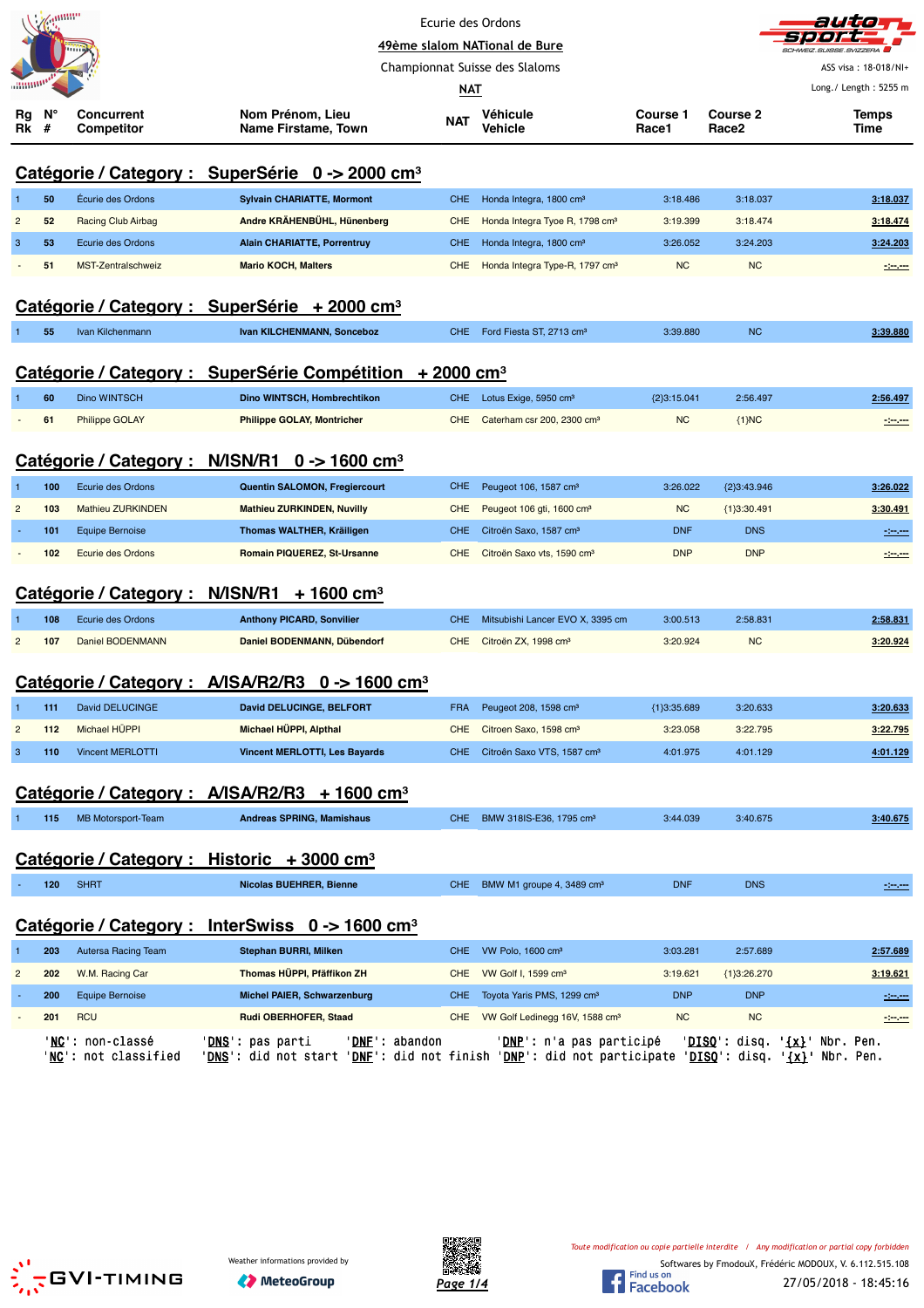Ecurie des Ordons

49ème slalom NATional de Bure

Championnat Suisse des Slaloms

NAT

ASS visa : 18-018/NI+

Long./ Length : 5255 m

## Catégorie / Category : SuperSérie 0 -> 2000 cm³

| Rg Rk | N° # | Concurrent Competitor | Nom Prénom, Lieu Name Firstame, Town | NAT | Véhicule Vehicle | Course 1 Race1 | Course 2 Race2 | Temps Time |
|---|---|---|---|---|---|---|---|---|
| 1 | 50 | Écurie des Ordons | **Sylvain CHARIATTE, Mormont** | CHE | Honda Integra, 1800 cm³ | 3:18.486 | 3:18.037 | 3:18.037 |
| 2 | 52 | Racing Club Airbag | **Andre KRÄHENBÜHL, Hünenberg** | CHE | Honda Integra Tyoe R, 1798 cm³ | 3:19.399 | 3:18.474 | 3:18.474 |
| 3 | 53 | Ecurie des Ordons | **Alain CHARIATTE, Porrentruy** | CHE | Honda Integra, 1800 cm³ | 3:26.052 | 3:24.203 | 3:24.203 |
| - | 51 | MST-Zentralschweiz | **Mario KOCH, Malters** | CHE | Honda Integra Type-R, 1797 cm³ | NC | NC | -:--.--- |

## Catégorie / Category : SuperSérie + 2000 cm³

| Rg Rk | N° # | Concurrent Competitor | Nom Prénom, Lieu Name Firstame, Town | NAT | Véhicule Vehicle | Course 1 Race1 | Course 2 Race2 | Temps Time |
|---|---|---|---|---|---|---|---|---|
| 1 | 55 | Ivan Kilchenmann | **Ivan KILCHENMANN, Sonceboz** | CHE | Ford Fiesta ST, 2713 cm³ | 3:39.880 | NC | 3:39.880 |

## Catégorie / Category : SuperSérie Compétition + 2000 cm³

| Rg Rk | N° # | Concurrent Competitor | Nom Prénom, Lieu Name Firstame, Town | NAT | Véhicule Vehicle | Course 1 Race1 | Course 2 Race2 | Temps Time |
|---|---|---|---|---|---|---|---|---|
| 1 | 60 | Dino WINTSCH | **Dino WINTSCH, Hombrechtikon** | CHE | Lotus Exige, 5950 cm³ | {2}3:15.041 | 2:56.497 | 2:56.497 |
| - | 61 | Philippe GOLAY | **Philippe GOLAY, Montricher** | CHE | Caterham csr 200, 2300 cm³ | NC | {1}NC | -:--.--- |

## Catégorie / Category : N/ISN/R1 0 -> 1600 cm³

| Rg Rk | N° # | Concurrent Competitor | Nom Prénom, Lieu Name Firstame, Town | NAT | Véhicule Vehicle | Course 1 Race1 | Course 2 Race2 | Temps Time |
|---|---|---|---|---|---|---|---|---|
| 1 | 100 | Ecurie des Ordons | **Quentin SALOMON, Fregiercourt** | CHE | Peugeot 106, 1587 cm³ | 3:26.022 | {2}3:43.946 | 3:26.022 |
| 2 | 103 | Mathieu ZURKINDEN | **Mathieu ZURKINDEN, Nuvilly** | CHE | Peugeot 106 gti, 1600 cm³ | NC | {1}3:30.491 | 3:30.491 |
| - | 101 | Equipe Bernoise | **Thomas WALTHER, Kräiligen** | CHE | Citroën Saxo, 1587 cm³ | DNF | DNS | -:--.--- |
| - | 102 | Ecurie des Ordons | **Romain PIQUEREZ, St-Ursanne** | CHE | Citroën Saxo vts, 1590 cm³ | DNP | DNP | -:--.--- |

## Catégorie / Category : N/ISN/R1 + 1600 cm³

| Rg Rk | N° # | Concurrent Competitor | Nom Prénom, Lieu Name Firstame, Town | NAT | Véhicule Vehicle | Course 1 Race1 | Course 2 Race2 | Temps Time |
|---|---|---|---|---|---|---|---|---|
| 1 | 108 | Ecurie des Ordons | **Anthony PICARD, Sonvilier** | CHE | Mitsubishi Lancer EVO X, 3395 cm | 3:00.513 | 2:58.831 | 2:58.831 |
| 2 | 107 | Daniel BODENMANN | **Daniel BODENMANN, Dübendorf** | CHE | Citroën ZX, 1998 cm³ | 3:20.924 | NC | 3:20.924 |

## Catégorie / Category : A/ISA/R2/R3 0 -> 1600 cm³

| Rg Rk | N° # | Concurrent Competitor | Nom Prénom, Lieu Name Firstame, Town | NAT | Véhicule Vehicle | Course 1 Race1 | Course 2 Race2 | Temps Time |
|---|---|---|---|---|---|---|---|---|
| 1 | 111 | David DELUCINGE | **David DELUCINGE, BELFORT** | FRA | Peugeot 208, 1598 cm³ | {1}3:35.689 | 3:20.633 | 3:20.633 |
| 2 | 112 | Michael HÜPPI | **Michael HÜPPI, Alpthal** | CHE | Citroen Saxo, 1598 cm³ | 3:23.058 | 3:22.795 | 3:22.795 |
| 3 | 110 | Vincent MERLOTTI | **Vincent MERLOTTI, Les Bayards** | CHE | Citroën Saxo VTS, 1587 cm³ | 4:01.975 | 4:01.129 | 4:01.129 |

## Catégorie / Category : A/ISA/R2/R3 + 1600 cm³

| Rg Rk | N° # | Concurrent Competitor | Nom Prénom, Lieu Name Firstame, Town | NAT | Véhicule Vehicle | Course 1 Race1 | Course 2 Race2 | Temps Time |
|---|---|---|---|---|---|---|---|---|
| 1 | 115 | MB Motorsport-Team | **Andreas SPRING, Mamishaus** | CHE | BMW 318IS-E36, 1795 cm³ | 3:44.039 | 3:40.675 | 3:40.675 |

## Catégorie / Category : Historic + 3000 cm³

| Rg Rk | N° # | Concurrent Competitor | Nom Prénom, Lieu Name Firstame, Town | NAT | Véhicule Vehicle | Course 1 Race1 | Course 2 Race2 | Temps Time |
|---|---|---|---|---|---|---|---|---|
| - | 120 | SHRT | **Nicolas BUEHRER, Bienne** | CHE | BMW M1 groupe 4, 3489 cm³ | DNF | DNS | -:--.--- |

## Catégorie / Category : InterSwiss 0 -> 1600 cm³

| Rg Rk | N° # | Concurrent Competitor | Nom Prénom, Lieu Name Firstame, Town | NAT | Véhicule Vehicle | Course 1 Race1 | Course 2 Race2 | Temps Time |
|---|---|---|---|---|---|---|---|---|
| 1 | 203 | Autersa Racing Team | **Stephan BURRI, Milken** | CHE | VW Polo, 1600 cm³ | 3:03.281 | 2:57.689 | 2:57.689 |
| 2 | 202 | W.M. Racing Car | **Thomas HÜPPI, Pfäffikon ZH** | CHE | VW Golf I, 1599 cm³ | 3:19.621 | {1}3:26.270 | 3:19.621 |
| - | 200 | Equipe Bernoise | **Michel PAIER, Schwarzenburg** | CHE | Toyota Yaris PMS, 1299 cm³ | DNP | DNP | -:--.--- |
| - | 201 | RCU | **Rudi OBERHOFER, Staad** | CHE | VW Golf Ledinegg 16V, 1588 cm³ | NC | NC | -:--.--- |

'NC': non-classé 'DNS': pas parti 'DNF': abandon 'DNP': n'a pas participé 'DISQ': disq. '{x}' Nbr. Pen.
'NC': not classified 'DNS': did not start 'DNF': did not finish 'DNP': did not participate 'DISQ': disq. '{x}' Nbr. Pen.

Weather informations provided by MeteoGroup

Toute modification ou copie partielle interdite / Any modification or partial copy forbidden

Softwares by FmodouX, Frédéric MODOUX, V. 6.112.515.108

27/05/2018 - 18:45:16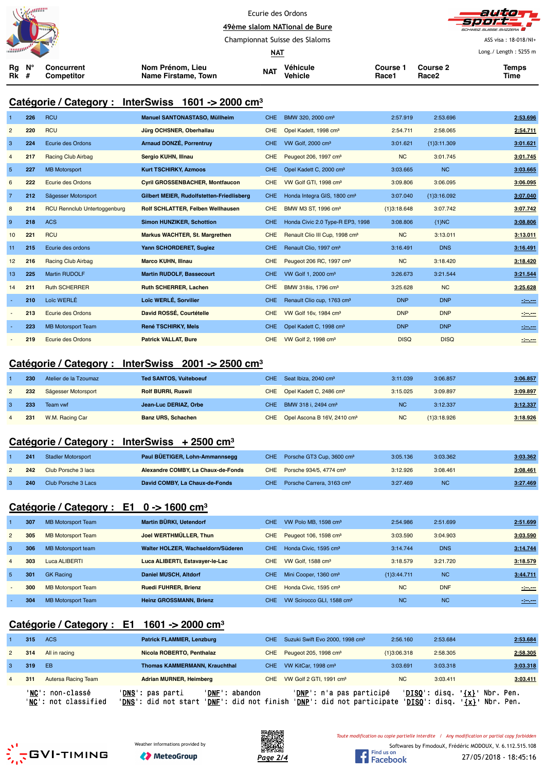Ecurie des Ordons

49ème slalom NATional de Bure

Championnat Suisse des Slaloms

NAT

ASS visa : 18-018/NI+

Long./ Length : 5255 m

## Catégorie / Category : InterSwiss 1601 -> 2000 cm³

| Rg Rk | N° # | Concurrent Competitor | Nom Prénom, Lieu Name Firstame, Town | NAT | Véhicule Vehicle | Course 1 Race1 | Course 2 Race2 | Temps Time |
|---|---|---|---|---|---|---|---|---|
| 1 | 226 | RCU | Manuel SANTONASTASO, Müllheim | CHE | BMW 320, 2000 cm³ | 2:57.919 | 2:53.696 | 2:53.696 |
| 2 | 220 | RCU | Jürg OCHSNER, Oberhallau | CHE | Opel Kadett, 1998 cm³ | 2:54.711 | 2:58.065 | 2:54.711 |
| 3 | 224 | Ecurie des Ordons | Arnaud DONZÉ, Porrentruy | CHE | VW Golf, 2000 cm³ | 3:01.621 | {1}3:11.309 | 3:01.621 |
| 4 | 217 | Racing Club Airbag | Sergio KUHN, Illnau | CHE | Peugeot 206, 1997 cm³ | NC | 3:01.745 | 3:01.745 |
| 5 | 227 | MB Motorsport | Kurt TSCHIRKY, Azmoos | CHE | Opel Kadett C, 2000 cm³ | 3:03.665 | NC | 3:03.665 |
| 6 | 222 | Ecurie des Ordons | Cyril GROSSENBACHER, Montfaucon | CHE | VW Golf GTI, 1998 cm³ | 3:09.806 | 3:06.095 | 3:06.095 |
| 7 | 212 | Sägesser Motorsport | Gilbert MEIER, Rudolfstetten-Friedlisberg | CHE | Honda Integra GIS, 1800 cm³ | 3:07.040 | {1}3:16.092 | 3:07.040 |
| 8 | 214 | RCU Rennclub Untertoggenburg | Rolf SCHLATTER, Felben Wellhausen | CHE | BMW M3 ST, 1996 cm³ | {1}3:18.648 | 3:07.742 | 3:07.742 |
| 9 | 218 | ACS | Simon HUNZIKER, Schottion | CHE | Honda Civic 2.0 Type-R EP3, 1998 | 3:08.806 | {1}NC | 3:08.806 |
| 10 | 221 | RCU | Markus WACHTER, St. Margrethen | CHE | Renault Clio III Cup, 1998 cm³ | NC | 3:13.011 | 3:13.011 |
| 11 | 215 | Ecurie des ordons | Yann SCHORDERET, Sugiez | CHE | Renault Clio, 1997 cm³ | 3:16.491 | DNS | 3:16.491 |
| 12 | 216 | Racing Club Airbag | Marco KUHN, Illnau | CHE | Peugeot 206 RC, 1997 cm³ | NC | 3:18.420 | 3:18.420 |
| 13 | 225 | Martin RUDOLF | Martin RUDOLF, Bassecourt | CHE | VW Golf 1, 2000 cm³ | 3:26.673 | 3:21.544 | 3:21.544 |
| 14 | 211 | Ruth SCHERRER | Ruth SCHERRER, Lachen | CHE | BMW 318is, 1796 cm³ | 3:25.628 | NC | 3:25.628 |
| - | 210 | Loïc WERLÉ | Loïc WERLÉ, Sorvilier | CHE | Renault Clio cup, 1763 cm³ | DNP | DNP | -:--.--- |
| - | 213 | Ecurie des Ordons | David ROSSÉ, Courtételle | CHE | VW Golf 16v, 1984 cm³ | DNP | DNP | -:--.--- |
| - | 223 | MB Motorsport Team | René TSCHIRKY, Mels | CHE | Opel Kadett C, 1998 cm³ | DNP | DNP | -:--.--- |
| - | 219 | Ecurie des Ordons | Patrick VALLAT, Bure | CHE | VW Golf 2, 1998 cm³ | DISQ | DISQ | -:--.--- |

## Catégorie / Category : InterSwiss 2001 -> 2500 cm³

| Rg Rk | N° # | Concurrent Competitor | Nom Prénom, Lieu Name Firstame, Town | NAT | Véhicule Vehicle | Course 1 Race1 | Course 2 Race2 | Temps Time |
|---|---|---|---|---|---|---|---|---|
| 1 | 230 | Atelier de la Tzoumaz | Ted SANTOS, Vuiteboeuf | CHE | Seat Ibiza, 2040 cm³ | 3:11.039 | 3:06.857 | 3:06.857 |
| 2 | 232 | Sägesser Motorsport | Rolf BURRI, Ruswil | CHE | Opel Kadett C, 2486 cm³ | 3:15.025 | 3:09.897 | 3:09.897 |
| 3 | 233 | Team vwf | Jean-Luc DERIAZ, Orbe | CHE | BMW 318 i, 2494 cm³ | NC | 3:12.337 | 3:12.337 |
| 4 | 231 | W.M. Racing Car | Banz URS, Schachen | CHE | Opel Ascona B 16V, 2410 cm³ | NC | {1}3:18.926 | 3:18.926 |

## Catégorie / Category : InterSwiss + 2500 cm³

| Rg Rk | N° # | Concurrent Competitor | Nom Prénom, Lieu Name Firstame, Town | NAT | Véhicule Vehicle | Course 1 Race1 | Course 2 Race2 | Temps Time |
|---|---|---|---|---|---|---|---|---|
| 1 | 241 | Stadler Motorsport | Paul BÜETIGER, Lohn-Ammannsegg | CHE | Porsche GT3 Cup, 3600 cm³ | 3:05.136 | 3:03.362 | 3:03.362 |
| 2 | 242 | Club Porsche 3 lacs | Alexandre COMBY, La Chaux-de-Fonds | CHE | Porsche 934/5, 4774 cm³ | 3:12.926 | 3:08.461 | 3:08.461 |
| 3 | 240 | Club Porsche 3 Lacs | David COMBY, La Chaux-de-Fonds | CHE | Porsche Carrera, 3163 cm³ | 3:27.469 | NC | 3:27.469 |

## Catégorie / Category : E1 0 -> 1600 cm³

| Rg Rk | N° # | Concurrent Competitor | Nom Prénom, Lieu Name Firstame, Town | NAT | Véhicule Vehicle | Course 1 Race1 | Course 2 Race2 | Temps Time |
|---|---|---|---|---|---|---|---|---|
| 1 | 307 | MB Motorsport Team | Martin BÜRKI, Uetendorf | CHE | VW Polo MB, 1598 cm³ | 2:54.986 | 2:51.699 | 2:51.699 |
| 2 | 305 | MB Motorsport Team | Joel WERTHMÜLLER, Thun | CHE | Peugeot 106, 1598 cm³ | 3:03.590 | 3:04.903 | 3:03.590 |
| 3 | 306 | MB Motorsport team | Walter HOLZER, Wachseldorn/Süderen | CHE | Honda Civic, 1595 cm³ | 3:14.744 | DNS | 3:14.744 |
| 4 | 303 | Luca ALIBERTI | Luca ALIBERTI, Estavayer-le-Lac | CHE | VW Golf, 1588 cm³ | 3:18.579 | 3:21.720 | 3:18.579 |
| 5 | 301 | GK Racing | Daniel MUSCH, Altdorf | CHE | Mini Cooper, 1360 cm³ | {1}3:44.711 | NC | 3:44.711 |
| - | 300 | MB Motorsport Team | Ruedi FUHRER, Brienz | CHE | Honda Civic, 1595 cm³ | NC | DNF | -:--.--- |
| - | 304 | MB Motorsport Team | Heinz GROSSMANN, Brienz | CHE | VW Scirocco GLI, 1588 cm³ | NC | NC | -:--.--- |

## Catégorie / Category : E1 1601 -> 2000 cm³

| Rg Rk | N° # | Concurrent Competitor | Nom Prénom, Lieu Name Firstame, Town | NAT | Véhicule Vehicle | Course 1 Race1 | Course 2 Race2 | Temps Time |
|---|---|---|---|---|---|---|---|---|
| 1 | 315 | ACS | Patrick FLAMMER, Lenzburg | CHE | Suzuki Swift Evo 2000, 1998 cm³ | 2:56.160 | 2:53.684 | 2:53.684 |
| 2 | 314 | All in racing | Nicola ROBERTO, Penthalaz | CHE | Peugeot 205, 1998 cm³ | {1}3:06.318 | 2:58.305 | 2:58.305 |
| 3 | 319 | EB | Thomas KAMMERMANN, Krauchthal | CHE | VW KitCar, 1998 cm³ | 3:03.691 | 3:03.318 | 3:03.318 |
| 4 | 311 | Autersa Racing Team | Adrian MURNER, Heimberg | CHE | VW Golf 2 GTI, 1991 cm³ | NC | 3:03.411 | 3:03.411 |

'NC': non-classé 'DNS': pas parti 'DNF': abandon 'DNP': n'a pas participé 'DISQ': disq. '{x}' Nbr. Pen.
'NC': not classified 'DNS': did not start 'DNF': did not finish 'DNP': did not participate 'DISQ': disq. '{x}' Nbr. Pen.

Weather informations provided by MeteoGroup

*Toute modification ou copie partielle interdite / Any modification or partial copy forbidden*

Softwares by FmodouX, Frédéric MODOUX, V. 6.112.515.108

27/05/2018 - 18:45:16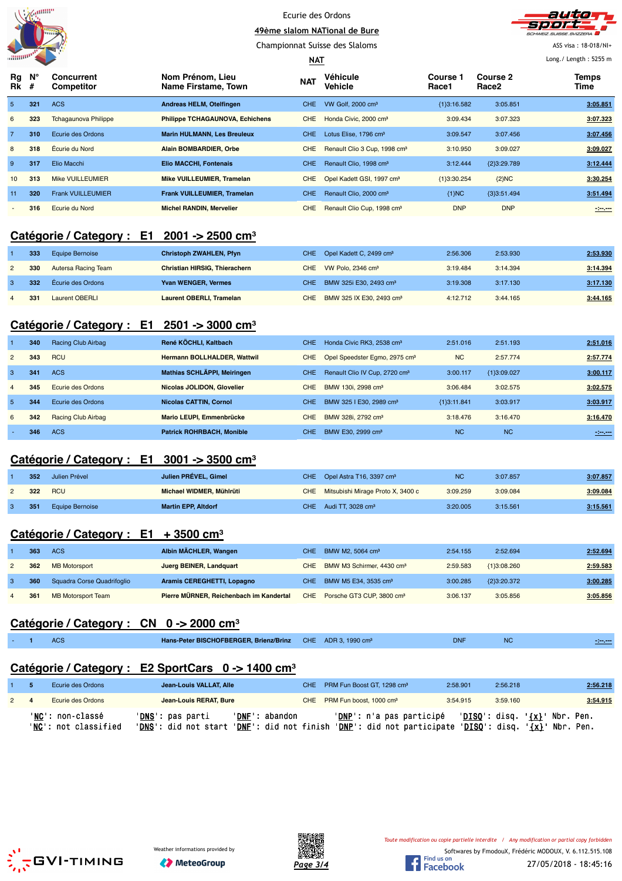Ecurie des Ordons

**49ème slalom NATional de Bure**

Championnat Suisse des Slaloms

**NAT**

ASS visa : 18-018/NI+

Long./ Length : 5255 m

| Rg Rk | N° # | Concurrent Competitor | Nom Prénom, Lieu Name Firstame, Town | NAT | Véhicule Vehicle | Course 1 Race1 | Course 2 Race2 | Temps Time |
|---|---|---|---|---|---|---|---|---|
| 5 | 321 | ACS | Andreas HELM, Otelfingen | CHE | VW Golf, 2000 cm³ | {1}3:16.582 | 3:05.851 | 3:05.851 |
| 6 | 323 | Tchagaunova Philippe | Philippe TCHAGAUNOVA, Echichens | CHE | Honda Civic, 2000 cm³ | 3:09.434 | 3:07.323 | 3:07.323 |
| 7 | 310 | Ecurie des Ordons | Marin HULMANN, Les Breuleux | CHE | Lotus Elise, 1796 cm³ | 3:09.547 | 3:07.456 | 3:07.456 |
| 8 | 318 | Écurie du Nord | Alain BOMBARDIER, Orbe | CHE | Renault Clio 3 Cup, 1998 cm³ | 3:10.950 | 3:09.027 | 3:09.027 |
| 9 | 317 | Elio Macchi | Elio MACCHI, Fontenais | CHE | Renault Clio, 1998 cm³ | 3:12.444 | {2}3:29.789 | 3:12.444 |
| 10 | 313 | Mike VUILLEUMIER | Mike VUILLEUMIER, Tramelan | CHE | Opel Kadett GSI, 1997 cm³ | {1}3:30.254 | {2}NC | 3:30.254 |
| 11 | 320 | Frank VUILLEUMIER | Frank VUILLEUMIER, Tramelan | CHE | Renault Clio, 2000 cm³ | {1}NC | {3}3:51.494 | 3:51.494 |
| - | 316 | Ecurie du Nord | Michel RANDIN, Mervelier | CHE | Renault Clio Cup, 1998 cm³ | DNP | DNP | -:--.--- |

## Catégorie / Category : E1 2001 -> 2500 cm³

| Rg Rk | N° # | Concurrent Competitor | Nom Prénom, Lieu Name Firstame, Town | NAT | Véhicule Vehicle | Course 1 Race1 | Course 2 Race2 | Temps Time |
|---|---|---|---|---|---|---|---|---|
| 1 | 333 | Equipe Bernoise | Christoph ZWAHLEN, Pfyn | CHE | Opel Kadett C, 2499 cm³ | 2:56.306 | 2:53.930 | 2:53.930 |
| 2 | 330 | Autersa Racing Team | Christian HIRSIG, Thierachern | CHE | VW Polo, 2346 cm³ | 3:19.484 | 3:14.394 | 3:14.394 |
| 3 | 332 | Écurie des Ordons | Yvan WENGER, Vermes | CHE | BMW 325i E30, 2493 cm³ | 3:19.308 | 3:17.130 | 3:17.130 |
| 4 | 331 | Laurent OBERLI | Laurent OBERLI, Tramelan | CHE | BMW 325 IX E30, 2493 cm³ | 4:12.712 | 3:44.165 | 3:44.165 |

## Catégorie / Category : E1 2501 -> 3000 cm³

| Rg Rk | N° # | Concurrent Competitor | Nom Prénom, Lieu Name Firstame, Town | NAT | Véhicule Vehicle | Course 1 Race1 | Course 2 Race2 | Temps Time |
|---|---|---|---|---|---|---|---|---|
| 1 | 340 | Racing Club Airbag | René KÖCHLI, Kaltbach | CHE | Honda Civic RK3, 2538 cm³ | 2:51.016 | 2:51.193 | 2:51.016 |
| 2 | 343 | RCU | Hermann BOLLHALDER, Wattwil | CHE | Opel Speedster Egmo, 2975 cm³ | NC | 2:57.774 | 2:57.774 |
| 3 | 341 | ACS | Mathias SCHLÄPPI, Meiringen | CHE | Renault Clio IV Cup, 2720 cm³ | 3:00.117 | {1}3:09.027 | 3:00.117 |
| 4 | 345 | Ecurie des Ordons | Nicolas JOLIDON, Glovelier | CHE | BMW 130i, 2998 cm³ | 3:06.484 | 3:02.575 | 3:02.575 |
| 5 | 344 | Ecurie des Ordons | Nicolas CATTIN, Cornol | CHE | BMW 325 I E30, 2989 cm³ | {1}3:11.841 | 3:03.917 | 3:03.917 |
| 6 | 342 | Racing Club Airbag | Mario LEUPI, Emmenbrücke | CHE | BMW 328i, 2792 cm³ | 3:18.476 | 3:16.470 | 3:16.470 |
| - | 346 | ACS | Patrick ROHRBACH, Monible | CHE | BMW E30, 2999 cm³ | NC | NC | -:--.--- |

## Catégorie / Category : E1 3001 -> 3500 cm³

| Rg Rk | N° # | Concurrent Competitor | Nom Prénom, Lieu Name Firstame, Town | NAT | Véhicule Vehicle | Course 1 Race1 | Course 2 Race2 | Temps Time |
|---|---|---|---|---|---|---|---|---|
| 1 | 352 | Julien Prével | Julien PRÉVEL, Gimel | CHE | Opel Astra T16, 3397 cm³ | NC | 3:07.857 | 3:07.857 |
| 2 | 322 | RCU | Michael WIDMER, Mühlrüti | CHE | Mitsubishi Mirage Proto X, 3400 c | 3:09.259 | 3:09.084 | 3:09.084 |
| 3 | 351 | Equipe Bernoise | Martin EPP, Altdorf | CHE | Audi TT, 3028 cm³ | 3:20.005 | 3:15.561 | 3:15.561 |

## Catégorie / Category : E1 + 3500 cm³

| Rg Rk | N° # | Concurrent Competitor | Nom Prénom, Lieu Name Firstame, Town | NAT | Véhicule Vehicle | Course 1 Race1 | Course 2 Race2 | Temps Time |
|---|---|---|---|---|---|---|---|---|
| 1 | 363 | ACS | Albin MÄCHLER, Wangen | CHE | BMW M2, 5064 cm³ | 2:54.155 | 2:52.694 | 2:52.694 |
| 2 | 362 | MB Motorsport | Juerg BEINER, Landquart | CHE | BMW M3 Schirmer, 4430 cm³ | 2:59.583 | {1}3:08.260 | 2:59.583 |
| 3 | 360 | Squadra Corse Quadrifoglio | Aramis CEREGHETTI, Lopagno | CHE | BMW M5 E34, 3535 cm³ | 3:00.285 | {2}3:20.372 | 3:00.285 |
| 4 | 361 | MB Motorsport Team | Pierre MÜRNER, Reichenbach im Kandertal | CHE | Porsche GT3 CUP, 3800 cm³ | 3:06.137 | 3:05.856 | 3:05.856 |

## Catégorie / Category : CN 0 -> 2000 cm³

| Rg Rk | N° # | Concurrent Competitor | Nom Prénom, Lieu Name Firstame, Town | NAT | Véhicule Vehicle | Course 1 Race1 | Course 2 Race2 | Temps Time |
|---|---|---|---|---|---|---|---|---|
| - | 1 | ACS | Hans-Peter BISCHOFBERGER, Brienz/Brinz | CHE | ADR 3, 1990 cm³ | DNF | NC | -:--.--- |

## Catégorie / Category : E2 SportCars 0 -> 1400 cm³

| Rg Rk | N° # | Concurrent Competitor | Nom Prénom, Lieu Name Firstame, Town | NAT | Véhicule Vehicle | Course 1 Race1 | Course 2 Race2 | Temps Time |
|---|---|---|---|---|---|---|---|---|
| 1 | 5 | Ecurie des Ordons | Jean-Louis VALLAT, Alle | CHE | PRM Fun Boost GT, 1298 cm³ | 2:58.901 | 2:56.218 | 2:56.218 |
| 2 | 4 | Ecurie des Ordons | Jean-Louis RERAT, Bure | CHE | PRM Fun boost, 1000 cm³ | 3:54.915 | 3:59.160 | 3:54.915 |

'NC': non-classé 'DNS': pas parti 'DNF': abandon 'DNP': n'a pas participé 'DISQ': disq. '{x}' Nbr. Pen.
'NC': not classified 'DNS': did not start 'DNF': did not finish 'DNP': did not participate 'DISQ': disq. '{x}' Nbr. Pen.

Weather informations provided by MeteoGroup

Toute modification ou copie partielle interdite / Any modification or partial copy forbidden

Softwares by FmodouX, Frédéric MODOUX, V. 6.112.515.108

27/05/2018 - 18:45:16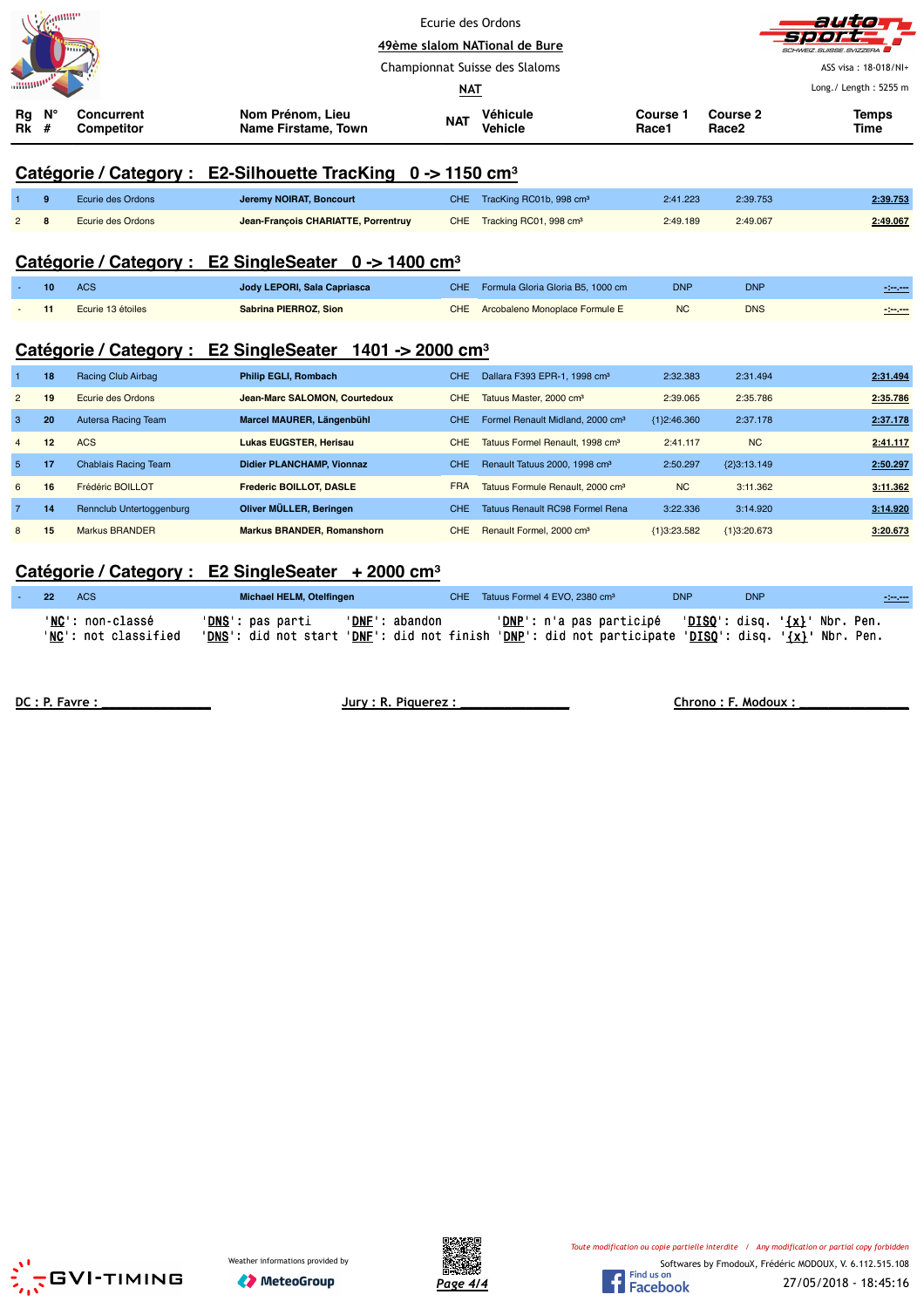Ecurie des Ordons

**49ème slalom NATional de Bure**

Championnat Suisse des Slaloms

**NAT**

ASS visa : 18-018/NI+

Long./ Length : 5255 m

## Catégorie / Category : E2-Silhouette TracKing 0 -> 1150 cm³

| Rg Rk | N° # | Concurrent Competitor | Nom Prénom, Lieu Name Firstame, Town | NAT | Véhicule Vehicle | Course 1 Race1 | Course 2 Race2 | Temps Time |
|---|---|---|---|---|---|---|---|---|
| 1 | 9 | Ecurie des Ordons | **Jeremy NOIRAT, Boncourt** | CHE | TracKing RC01b, 998 cm³ | 2:41.223 | 2:39.753 | **2:39.753** |
| 2 | 8 | Ecurie des Ordons | **Jean-François CHARIATTE, Porrentruy** | CHE | Tracking RC01, 998 cm³ | 2:49.189 | 2:49.067 | **2:49.067** |

## Catégorie / Category : E2 SingleSeater 0 -> 1400 cm³

| Rg Rk | N° # | Concurrent Competitor | Nom Prénom, Lieu Name Firstame, Town | NAT | Véhicule Vehicle | Course 1 Race1 | Course 2 Race2 | Temps Time |
|---|---|---|---|---|---|---|---|---|
| - | 10 | ACS | **Jody LEPORI, Sala Capriasca** | CHE | Formula Gloria Gloria B5, 1000 cm | DNP | DNP | -:--.--- |
| - | 11 | Ecurie 13 étoiles | **Sabrina PIERROZ, Sion** | CHE | Arcobaleno Monoplace Formule E | NC | DNS | -:--.--- |

## Catégorie / Category : E2 SingleSeater 1401 -> 2000 cm³

| Rg Rk | N° # | Concurrent Competitor | Nom Prénom, Lieu Name Firstame, Town | NAT | Véhicule Vehicle | Course 1 Race1 | Course 2 Race2 | Temps Time |
|---|---|---|---|---|---|---|---|---|
| 1 | 18 | Racing Club Airbag | **Philip EGLI, Rombach** | CHE | Dallara F393 EPR-1, 1998 cm³ | 2:32.383 | 2:31.494 | **2:31.494** |
| 2 | 19 | Ecurie des Ordons | **Jean-Marc SALOMON, Courtedoux** | CHE | Tatuus Master, 2000 cm³ | 2:39.065 | 2:35.786 | **2:35.786** |
| 3 | 20 | Autersa Racing Team | **Marcel MAURER, Längenbühl** | CHE | Formel Renault Midland, 2000 cm³ | {1}2:46.360 | 2:37.178 | **2:37.178** |
| 4 | 12 | ACS | **Lukas EUGSTER, Herisau** | CHE | Tatuus Formel Renault, 1998 cm³ | 2:41.117 | NC | **2:41.117** |
| 5 | 17 | Chablais Racing Team | **Didier PLANCHAMP, Vionnaz** | CHE | Renault Tatuus 2000, 1998 cm³ | 2:50.297 | {2}3:13.149 | **2:50.297** |
| 6 | 16 | Frédéric BOILLOT | **Frederic BOILLOT, DASLE** | FRA | Tatuus Formule Renault, 2000 cm³ | NC | 3:11.362 | **3:11.362** |
| 7 | 14 | Rennclub Untertoggenburg | **Oliver MÜLLER, Beringen** | CHE | Tatuus Renault RC98 Formel Rena | 3:22.336 | 3:14.920 | **3:14.920** |
| 8 | 15 | Markus BRANDER | **Markus BRANDER, Romanshorn** | CHE | Renault Formel, 2000 cm³ | {1}3:23.582 | {1}3:20.673 | **3:20.673** |

## Catégorie / Category : E2 SingleSeater + 2000 cm³

| Rg Rk | N° # | Concurrent Competitor | Nom Prénom, Lieu Name Firstame, Town | NAT | Véhicule Vehicle | Course 1 Race1 | Course 2 Race2 | Temps Time |
|---|---|---|---|---|---|---|---|---|
| - | 22 | ACS | **Michael HELM, Otelfingen** | CHE | Tatuus Formel 4 EVO, 2380 cm³ | DNP | DNP | -:--.--- |

'**NC**': non-classé '**DNS**': pas parti '**DNF**': abandon '**DNP**': n'a pas participé '**DISQ**': disq. '**{x}**' Nbr. Pen.
'**NC**': not classified '**DNS**': did not start '**DNF**': did not finish '**DNP**': did not participate '**DISQ**': disq. '**{x}**' Nbr. Pen.

DC : P. Favre : ______________ Jury : R. Piquerez : ______________ Chrono : F. Modoux : ______________

Weather informations provided by MeteoGroup

*Toute modification ou copie partielle interdite / Any modification or partial copy forbidden*

Softwares by FmodouX, Frédéric MODOUX, V. 6.112.515.108

27/05/2018 - 18:45:16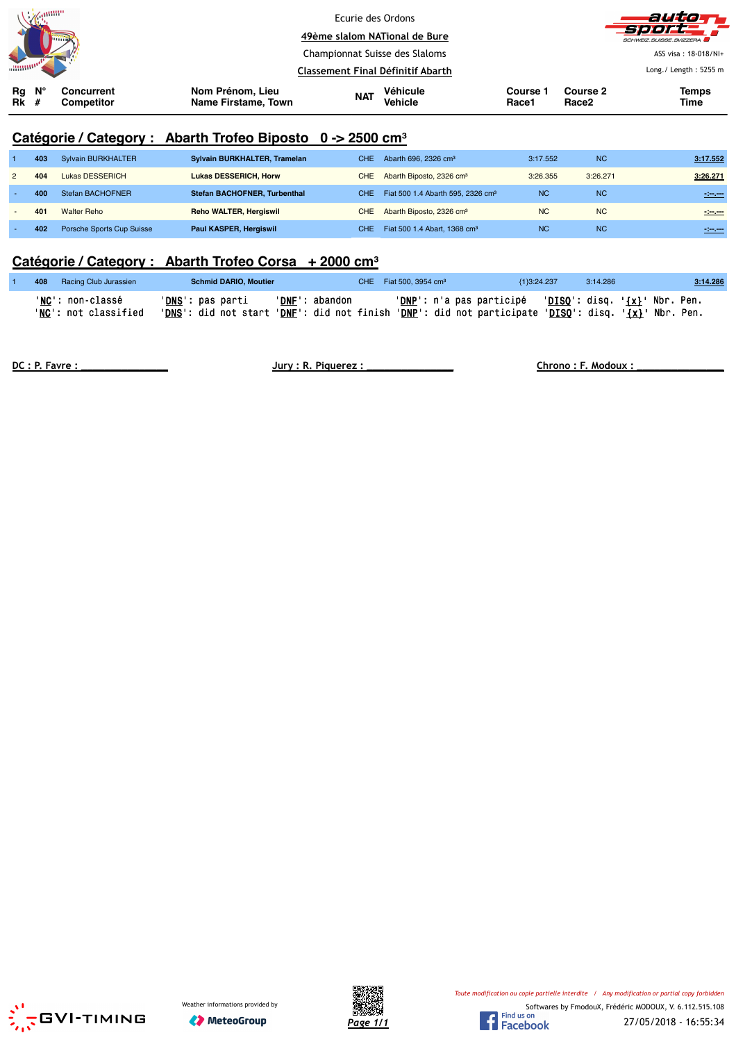Ecurie des Ordons

49ème slalom NATional de Bure

Championnat Suisse des Slaloms

Classement Final Définitif Abarth

ASS visa : 18-018/NI+

Long./ Length : 5255 m

## Catégorie / Category : Abarth Trofeo Biposto 0 -> 2500 cm³

| Rg Rk | N° # | Concurrent Competitor | Nom Prénom, Lieu Name Firstame, Town | NAT | Véhicule Vehicle | Course 1 Race1 | Course 2 Race2 | Temps Time |
|---|---|---|---|---|---|---|---|---|
| 1 | 403 | Sylvain BURKHALTER | Sylvain BURKHALTER, Tramelan | CHE | Abarth 696, 2326 cm³ | 3:17.552 | NC | 3:17.552 |
| 2 | 404 | Lukas DESSERICH | Lukas DESSERICH, Horw | CHE | Abarth Biposto, 2326 cm³ | 3:26.355 | 3:26.271 | 3:26.271 |
| - | 400 | Stefan BACHOFNER | Stefan BACHOFNER, Turbenthal | CHE | Fiat 500 1.4 Abarth 595, 2326 cm³ | NC | NC | -:--.--- |
| - | 401 | Walter Reho | Reho WALTER, Hergiswil | CHE | Abarth Biposto, 2326 cm³ | NC | NC | -:--.--- |
| - | 402 | Porsche Sports Cup Suisse | Paul KASPER, Hergiswil | CHE | Fiat 500 1.4 Abart, 1368 cm³ | NC | NC | -:--.--- |

## Catégorie / Category : Abarth Trofeo Corsa + 2000 cm³

| Rg Rk | N° # | Concurrent Competitor | Nom Prénom, Lieu Name Firstame, Town | NAT | Véhicule Vehicle | Course 1 Race1 | Course 2 Race2 | Temps Time |
|---|---|---|---|---|---|---|---|---|
| 1 | 408 | Racing Club Jurassien | Schmid DARIO, Moutier | CHE | Fiat 500, 3954 cm³ | {1}3:24.237 | 3:14.286 | 3:14.286 |

```
'NC': non-classé      'DNS': pas parti      'DNF': abandon        'DNP': n'a pas participé      'DISQ': disq. '{x}' Nbr. Pen.
'NC': not classified  'DNS': did not start  'DNF': did not finish 'DNP': did not participate   'DISQ': disq. '{x}' Nbr. Pen.
```

DC : P. Favre : _______________ Jury : R. Piquerez : _______________ Chrono : F. Modoux : _______________

Weather informations provided by MeteoGroup

Toute modification ou copie partielle interdite / Any modification or partial copy forbidden

Softwares by FmodouX, Frédéric MODOUX, V. 6.112.515.108

27/05/2018 - 16:55:34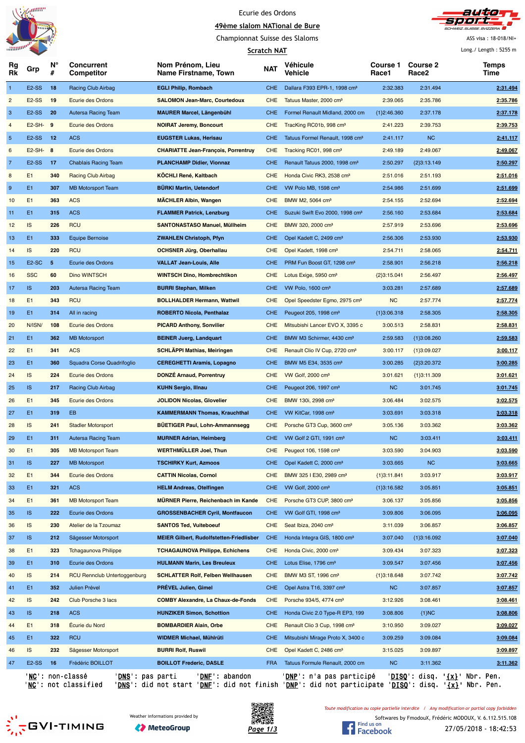Ecurie des Ordons

49ème slalom NATional de Bure

Championnat Suisse des Slaloms

Scratch NAT

ASS visa : 18-018/NI+

Long./ Length : 5255 m

| Rg Rk | Grp | N° # | Concurrent Competitor | Nom Prénom, Lieu Name Firstname, Town | NAT | Véhicule Vehicle | Course 1 Race1 | Course 2 Race2 | Temps Time |
|---|---|---|---|---|---|---|---|---|---|
| 1 | E2-SS | 18 | Racing Club Airbag | EGLI Philip, Rombach | CHE | Dallara F393 EPR-1, 1998 cm³ | 2:32.383 | 2:31.494 | 2:31.494 |
| 2 | E2-SS | 19 | Ecurie des Ordons | SALOMON Jean-Marc, Courtedoux | CHE | Tatuus Master, 2000 cm³ | 2:39.065 | 2:35.786 | 2:35.786 |
| 3 | E2-SS | 20 | Autersa Racing Team | MAURER Marcel, Längenbühl | CHE | Formel Renault Midland, 2000 cm | {1}2:46.360 | 2:37.178 | 2:37.178 |
| 4 | E2-SH- | 9 | Ecurie des Ordons | NOIRAT Jeremy, Boncourt | CHE | TracKing RC01b, 998 cm³ | 2:41.223 | 2:39.753 | 2:39.753 |
| 5 | E2-SS | 12 | ACS | EUGSTER Lukas, Herisau | CHE | Tatuus Formel Renault, 1998 cm³ | 2:41.117 | NC | 2:41.117 |
| 6 | E2-SH- | 8 | Ecurie des Ordons | CHARIATTE Jean-François, Porrentruy | CHE | Tracking RC01, 998 cm³ | 2:49.189 | 2:49.067 | 2:49.067 |
| 7 | E2-SS | 17 | Chablais Racing Team | PLANCHAMP Didier, Vionnaz | CHE | Renault Tatuus 2000, 1998 cm³ | 2:50.297 | {2}3:13.149 | 2:50.297 |
| 8 | E1 | 340 | Racing Club Airbag | KÖCHLI René, Kaltbach | CHE | Honda Civic RK3, 2538 cm³ | 2:51.016 | 2:51.193 | 2:51.016 |
| 9 | E1 | 307 | MB Motorsport Team | BÜRKI Martin, Uetendorf | CHE | VW Polo MB, 1598 cm³ | 2:54.986 | 2:51.699 | 2:51.699 |
| 10 | E1 | 363 | ACS | MÄCHLER Albin, Wangen | CHE | BMW M2, 5064 cm³ | 2:54.155 | 2:52.694 | 2:52.694 |
| 11 | E1 | 315 | ACS | FLAMMER Patrick, Lenzburg | CHE | Suzuki Swift Evo 2000, 1998 cm³ | 2:56.160 | 2:53.684 | 2:53.684 |
| 12 | IS | 226 | RCU | SANTONASTASO Manuel, Müllheim | CHE | BMW 320, 2000 cm³ | 2:57.919 | 2:53.696 | 2:53.696 |
| 13 | E1 | 333 | Equipe Bernoise | ZWAHLEN Christoph, Pfyn | CHE | Opel Kadett C, 2499 cm³ | 2:56.306 | 2:53.930 | 2:53.930 |
| 14 | IS | 220 | RCU | OCHSNER Jürg, Oberhallau | CHE | Opel Kadett, 1998 cm³ | 2:54.711 | 2:58.065 | 2:54.711 |
| 15 | E2-SC | 5 | Ecurie des Ordons | VALLAT Jean-Louis, Alle | CHE | PRM Fun Boost GT, 1298 cm³ | 2:58.901 | 2:56.218 | 2:56.218 |
| 16 | SSC | 60 | Dino WINTSCH | WINTSCH Dino, Hombrechtikon | CHE | Lotus Exige, 5950 cm³ | {2}3:15.041 | 2:56.497 | 2:56.497 |
| 17 | IS | 203 | Autersa Racing Team | BURRI Stephan, Milken | CHE | VW Polo, 1600 cm³ | 3:03.281 | 2:57.689 | 2:57.689 |
| 18 | E1 | 343 | RCU | BOLLHALDER Hermann, Wattwil | CHE | Opel Speedster Egmo, 2975 cm³ | NC | 2:57.774 | 2:57.774 |
| 19 | E1 | 314 | All in racing | ROBERTO Nicola, Penthalaz | CHE | Peugeot 205, 1998 cm³ | {1}3:06.318 | 2:58.305 | 2:58.305 |
| 20 | N/ISN/ | 108 | Ecurie des Ordons | PICARD Anthony, Sonvilier | CHE | Mitsubishi Lancer EVO X, 3395 c | 3:00.513 | 2:58.831 | 2:58.831 |
| 21 | E1 | 362 | MB Motorsport | BEINER Juerg, Landquart | CHE | BMW M3 Schirmer, 4430 cm³ | 2:59.583 | {1}3:08.260 | 2:59.583 |
| 22 | E1 | 341 | ACS | SCHLÄPPI Mathias, Meiringen | CHE | Renault Clio IV Cup, 2720 cm³ | 3:00.117 | {1}3:09.027 | 3:00.117 |
| 23 | E1 | 360 | Squadra Corse Quadrifoglio | CEREGHETTI Aramis, Lopagno | CHE | BMW M5 E34, 3535 cm³ | 3:00.285 | {2}3:20.372 | 3:00.285 |
| 24 | IS | 224 | Ecurie des Ordons | DONZÉ Arnaud, Porrentruy | CHE | VW Golf, 2000 cm³ | 3:01.621 | {1}3:11.309 | 3:01.621 |
| 25 | IS | 217 | Racing Club Airbag | KUHN Sergio, Illnau | CHE | Peugeot 206, 1997 cm³ | NC | 3:01.745 | 3:01.745 |
| 26 | E1 | 345 | Ecurie des Ordons | JOLIDON Nicolas, Glovelier | CHE | BMW 130i, 2998 cm³ | 3:06.484 | 3:02.575 | 3:02.575 |
| 27 | E1 | 319 | EB | KAMMERMANN Thomas, Krauchthal | CHE | VW KitCar, 1998 cm³ | 3:03.691 | 3:03.318 | 3:03.318 |
| 28 | IS | 241 | Stadler Motorsport | BÜETIGER Paul, Lohn-Ammannsegg | CHE | Porsche GT3 Cup, 3600 cm³ | 3:05.136 | 3:03.362 | 3:03.362 |
| 29 | E1 | 311 | Autersa Racing Team | MURNER Adrian, Heimberg | CHE | VW Golf 2 GTI, 1991 cm³ | NC | 3:03.411 | 3:03.411 |
| 30 | E1 | 305 | MB Motorsport Team | WERTHMÜLLER Joel, Thun | CHE | Peugeot 106, 1598 cm³ | 3:03.590 | 3:04.903 | 3:03.590 |
| 31 | IS | 227 | MB Motorsport | TSCHIRKY Kurt, Azmoos | CHE | Opel Kadett C, 2000 cm³ | 3:03.665 | NC | 3:03.665 |
| 32 | E1 | 344 | Ecurie des Ordons | CATTIN Nicolas, Cornol | CHE | BMW 325 I E30, 2989 cm³ | {1}3:11.841 | 3:03.917 | 3:03.917 |
| 33 | E1 | 321 | ACS | HELM Andreas, Otelfingen | CHE | VW Golf, 2000 cm³ | {1}3:16.582 | 3:05.851 | 3:05.851 |
| 34 | E1 | 361 | MB Motorsport Team | MÜRNER Pierre, Reichenbach im Kande | CHE | Porsche GT3 CUP, 3800 cm³ | 3:06.137 | 3:05.856 | 3:05.856 |
| 35 | IS | 222 | Ecurie des Ordons | GROSSENBACHER Cyril, Montfaucon | CHE | VW Golf GTI, 1998 cm³ | 3:09.806 | 3:06.095 | 3:06.095 |
| 36 | IS | 230 | Atelier de la Tzoumaz | SANTOS Ted, Vuiteboeuf | CHE | Seat Ibiza, 2040 cm³ | 3:11.039 | 3:06.857 | 3:06.857 |
| 37 | IS | 212 | Sägesser Motorsport | MEIER Gilbert, Rudolfstetten-Friedlisber | CHE | Honda Integra GIS, 1800 cm³ | 3:07.040 | {1}3:16.092 | 3:07.040 |
| 38 | E1 | 323 | Tchagaunova Philippe | TCHAGAUNOVA Philippe, Echichens | CHE | Honda Civic, 2000 cm³ | 3:09.434 | 3:07.323 | 3:07.323 |
| 39 | E1 | 310 | Ecurie des Ordons | HULMANN Marin, Les Breuleux | CHE | Lotus Elise, 1796 cm³ | 3:09.547 | 3:07.456 | 3:07.456 |
| 40 | IS | 214 | RCU Rennclub Untertoggenburg | SCHLATTER Rolf, Felben Wellhausen | CHE | BMW M3 ST, 1996 cm³ | {1}3:18.648 | 3:07.742 | 3:07.742 |
| 41 | E1 | 352 | Julien Prével | PRÉVEL Julien, Gimel | CHE | Opel Astra T16, 3397 cm³ | NC | 3:07.857 | 3:07.857 |
| 42 | IS | 242 | Club Porsche 3 lacs | COMBY Alexandre, La Chaux-de-Fonds | CHE | Porsche 934/5, 4774 cm³ | 3:12.926 | 3:08.461 | 3:08.461 |
| 43 | IS | 218 | ACS | HUNZIKER Simon, Schottion | CHE | Honda Civic 2.0 Type-R EP3, 199 | 3:08.806 | {1}NC | 3:08.806 |
| 44 | E1 | 318 | Écurie du Nord | BOMBARDIER Alain, Orbe | CHE | Renault Clio 3 Cup, 1998 cm³ | 3:10.950 | 3:09.027 | 3:09.027 |
| 45 | E1 | 322 | RCU | WIDMER Michael, Mühlrüti | CHE | Mitsubishi Mirage Proto X, 3400 c | 3:09.259 | 3:09.084 | 3:09.084 |
| 46 | IS | 232 | Sägesser Motorsport | BURRI Rolf, Ruswil | CHE | Opel Kadett C, 2486 cm³ | 3:15.025 | 3:09.897 | 3:09.897 |
| 47 | E2-SS | 16 | Frédéric BOILLOT | BOILLOT Frederic, DASLE | FRA | Tatuus Formule Renault, 2000 cm | NC | 3:11.362 | 3:11.362 |

'NC': non-classé 'DNS': pas parti 'DNF': abandon 'DNP': n'a pas participé 'DISQ': disq. '{x}' Nbr. Pen.
'NC': not classified 'DNS': did not start 'DNF': did not finish 'DNP': did not participate 'DISQ': disq. '{x}' Nbr. Pen.

Toute modification ou copie partielle interdite / Any modification or partial copy forbidden

Weather informations provided by MeteoGroup

Softwares by FmodouX, Frédéric MODOUX, V. 6.112.515.108

27/05/2018 - 18:42:53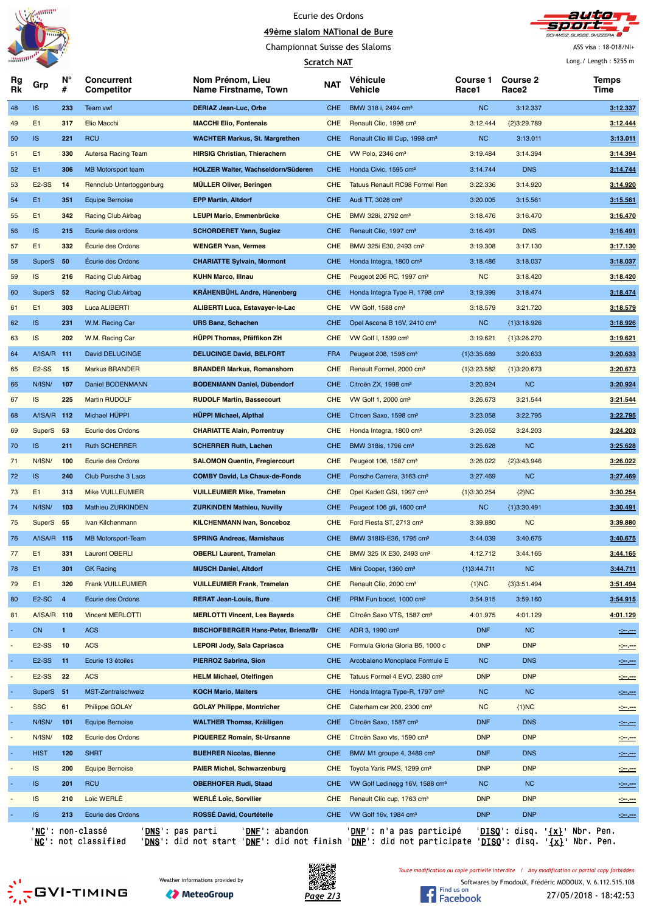Ecurie des Ordons

49ème slalom NATional de Bure

Championnat Suisse des Slaloms

Scratch NAT

ASS visa : 18-018/NI+

Long./ Length : 5255 m

| Rg Rk | Grp | N° # | Concurrent Competitor | Nom Prénom, Lieu Name Firstname, Town | NAT | Véhicule Vehicle | Course 1 Race1 | Course 2 Race2 | Temps Time |
|---|---|---|---|---|---|---|---|---|---|
| 48 | IS | 233 | Team vwf | DERIAZ Jean-Luc, Orbe | CHE | BMW 318 i, 2494 cm³ | NC | 3:12.337 | 3:12.337 |
| 49 | E1 | 317 | Elio Macchi | MACCHI Elio, Fontenais | CHE | Renault Clio, 1998 cm³ | 3:12.444 | {2}3:29.789 | 3:12.444 |
| 50 | IS | 221 | RCU | WACHTER Markus, St. Margrethen | CHE | Renault Clio III Cup, 1998 cm³ | NC | 3:13.011 | 3:13.011 |
| 51 | E1 | 330 | Autersa Racing Team | HIRSIG Christian, Thierachern | CHE | VW Polo, 2346 cm³ | 3:19.484 | 3:14.394 | 3:14.394 |
| 52 | E1 | 306 | MB Motorsport team | HOLZER Walter, Wachseldorn/Süderen | CHE | Honda Civic, 1595 cm³ | 3:14.744 | DNS | 3:14.744 |
| 53 | E2-SS | 14 | Rennclub Untertoggenburg | MÜLLER Oliver, Beringen | CHE | Tatuus Renault RC98 Formel Ren | 3:22.336 | 3:14.920 | 3:14.920 |
| 54 | E1 | 351 | Equipe Bernoise | EPP Martin, Altdorf | CHE | Audi TT, 3028 cm³ | 3:20.005 | 3:15.561 | 3:15.561 |
| 55 | E1 | 342 | Racing Club Airbag | LEUPI Mario, Emmenbrücke | CHE | BMW 328i, 2792 cm³ | 3:18.476 | 3:16.470 | 3:16.470 |
| 56 | IS | 215 | Ecurie des ordons | SCHORDERET Yann, Sugiez | CHE | Renault Clio, 1997 cm³ | 3:16.491 | DNS | 3:16.491 |
| 57 | E1 | 332 | Écurie des Ordons | WENGER Yvan, Vermes | CHE | BMW 325i E30, 2493 cm³ | 3:19.308 | 3:17.130 | 3:17.130 |
| 58 | SuperS | 50 | Écurie des Ordons | CHARIATTE Sylvain, Mormont | CHE | Honda Integra, 1800 cm³ | 3:18.486 | 3:18.037 | 3:18.037 |
| 59 | IS | 216 | Racing Club Airbag | KUHN Marco, Illnau | CHE | Peugeot 206 RC, 1997 cm³ | NC | 3:18.420 | 3:18.420 |
| 60 | SuperS | 52 | Racing Club Airbag | KRÄHENBÜHL Andre, Hünenberg | CHE | Honda Integra Tyoe R, 1798 cm³ | 3:19.399 | 3:18.474 | 3:18.474 |
| 61 | E1 | 303 | Luca ALIBERTI | ALIBERTI Luca, Estavayer-le-Lac | CHE | VW Golf, 1588 cm³ | 3:18.579 | 3:21.720 | 3:18.579 |
| 62 | IS | 231 | W.M. Racing Car | URS Banz, Schachen | CHE | Opel Ascona B 16V, 2410 cm³ | NC | {1}3:18.926 | 3:18.926 |
| 63 | IS | 202 | W.M. Racing Car | HÜPPI Thomas, Pfäffikon ZH | CHE | VW Golf I, 1599 cm³ | 3:19.621 | {1}3:26.270 | 3:19.621 |
| 64 | A/ISA/R | 111 | David DELUCINGE | DELUCINGE David, BELFORT | FRA | Peugeot 208, 1598 cm³ | {1}3:35.689 | 3:20.633 | 3:20.633 |
| 65 | E2-SS | 15 | Markus BRANDER | BRANDER Markus, Romanshorn | CHE | Renault Formel, 2000 cm³ | {1}3:23.582 | {1}3:20.673 | 3:20.673 |
| 66 | N/ISN/ | 107 | Daniel BODENMANN | BODENMANN Daniel, Dübendorf | CHE | Citroën ZX, 1998 cm³ | 3:20.924 | NC | 3:20.924 |
| 67 | IS | 225 | Martin RUDOLF | RUDOLF Martin, Bassecourt | CHE | VW Golf 1, 2000 cm³ | 3:26.673 | 3:21.544 | 3:21.544 |
| 68 | A/ISA/R | 112 | Michael HÜPPI | HÜPPI Michael, Alpthal | CHE | Citroen Saxo, 1598 cm³ | 3:23.058 | 3:22.795 | 3:22.795 |
| 69 | SuperS | 53 | Ecurie des Ordons | CHARIATTE Alain, Porrentruy | CHE | Honda Integra, 1800 cm³ | 3:26.052 | 3:24.203 | 3:24.203 |
| 70 | IS | 211 | Ruth SCHERRER | SCHERRER Ruth, Lachen | CHE | BMW 318is, 1796 cm³ | 3:25.628 | NC | 3:25.628 |
| 71 | N/ISN/ | 100 | Ecurie des Ordons | SALOMON Quentin, Fregiercourt | CHE | Peugeot 106, 1587 cm³ | 3:26.022 | {2}3:43.946 | 3:26.022 |
| 72 | IS | 240 | Club Porsche 3 Lacs | COMBY David, La Chaux-de-Fonds | CHE | Porsche Carrera, 3163 cm³ | 3:27.469 | NC | 3:27.469 |
| 73 | E1 | 313 | Mike VUILLEUMIER | VUILLEUMIER Mike, Tramelan | CHE | Opel Kadett GSI, 1997 cm³ | {1}3:30.254 | {2}NC | 3:30.254 |
| 74 | N/ISN/ | 103 | Mathieu ZURKINDEN | ZURKINDEN Mathieu, Nuvilly | CHE | Peugeot 106 gti, 1600 cm³ | NC | {1}3:30.491 | 3:30.491 |
| 75 | SuperS | 55 | Ivan Kilchenmann | KILCHENMANN Ivan, Sonceboz | CHE | Ford Fiesta ST, 2713 cm³ | 3:39.880 | NC | 3:39.880 |
| 76 | A/ISA/R | 115 | MB Motorsport-Team | SPRING Andreas, Mamishaus | CHE | BMW 318IS-E36, 1795 cm³ | 3:44.039 | 3:40.675 | 3:40.675 |
| 77 | E1 | 331 | Laurent OBERLI | OBERLI Laurent, Tramelan | CHE | BMW 325 IX E30, 2493 cm³ | 4:12.712 | 3:44.165 | 3:44.165 |
| 78 | E1 | 301 | GK Racing | MUSCH Daniel, Altdorf | CHE | Mini Cooper, 1360 cm³ | {1}3:44.711 | NC | 3:44.711 |
| 79 | E1 | 320 | Frank VUILLEUMIER | VUILLEUMIER Frank, Tramelan | CHE | Renault Clio, 2000 cm³ | {1}NC | {3}3:51.494 | 3:51.494 |
| 80 | E2-SC | 4 | Ecurie des Ordons | RERAT Jean-Louis, Bure | CHE | PRM Fun boost, 1000 cm³ | 3:54.915 | 3:59.160 | 3:54.915 |
| 81 | A/ISA/R | 110 | Vincent MERLOTTI | MERLOTTI Vincent, Les Bayards | CHE | Citroën Saxo VTS, 1587 cm³ | 4:01.975 | 4:01.129 | 4:01.129 |
| - | CN | 1 | ACS | BISCHOFBERGER Hans-Peter, Brienz/Br | CHE | ADR 3, 1990 cm³ | DNF | NC | -:--.--- |
| - | E2-SS | 10 | ACS | LEPORI Jody, Sala Capriasca | CHE | Formula Gloria Gloria B5, 1000 c | DNP | DNP | -:--.--- |
| - | E2-SS | 11 | Ecurie 13 étoiles | PIERROZ Sabrina, Sion | CHE | Arcobaleno Monoplace Formule E | NC | DNS | -:--.--- |
| - | E2-SS | 22 | ACS | HELM Michael, Otelfingen | CHE | Tatuus Formel 4 EVO, 2380 cm³ | DNP | DNP | -:--.--- |
| - | SuperS | 51 | MST-Zentralschweiz | KOCH Mario, Malters | CHE | Honda Integra Type-R, 1797 cm³ | NC | NC | -:--.--- |
| - | SSC | 61 | Philippe GOLAY | GOLAY Philippe, Montricher | CHE | Caterham csr 200, 2300 cm³ | NC | {1}NC | -:--.--- |
| - | N/ISN/ | 101 | Equipe Bernoise | WALTHER Thomas, Kräiligen | CHE | Citroën Saxo, 1587 cm³ | DNF | DNS | -:--.--- |
| - | N/ISN/ | 102 | Ecurie des Ordons | PIQUEREZ Romain, St-Ursanne | CHE | Citroën Saxo vts, 1590 cm³ | DNP | DNP | -:--.--- |
| - | HIST | 120 | SHRT | BUEHRER Nicolas, Bienne | CHE | BMW M1 groupe 4, 3489 cm³ | DNF | DNS | -:--.--- |
| - | IS | 200 | Equipe Bernoise | PAIER Michel, Schwarzenburg | CHE | Toyota Yaris PMS, 1299 cm³ | DNP | DNP | -:--.--- |
| - | IS | 201 | RCU | OBERHOFER Rudi, Staad | CHE | VW Golf Ledinegg 16V, 1588 cm³ | NC | NC | -:--.--- |
| - | IS | 210 | Loïc WERLÉ | WERLÉ Loïc, Sorvilier | CHE | Renault Clio cup, 1763 cm³ | DNP | DNP | -:--.--- |
| - | IS | 213 | Ecurie des Ordons | ROSSÉ David, Courtételle | CHE | VW Golf 16v, 1984 cm³ | DNP | DNP | -:--.--- |

'NC': non-classé 'DNS': pas parti 'DNF': abandon 'DNP': n'a pas participé 'DISQ': disq. '{x}' Nbr. Pen.
'NC': not classified 'DNS': did not start 'DNF': did not finish 'DNP': did not participate 'DISQ': disq. '{x}' Nbr. Pen.

Toute modification ou copie partielle interdite / Any modification or partial copy forbidden

Weather informations provided by MeteoGroup

Softwares by FmodouX, Frédéric MODOUX, V. 6.112.515.108

27/05/2018 - 18:42:53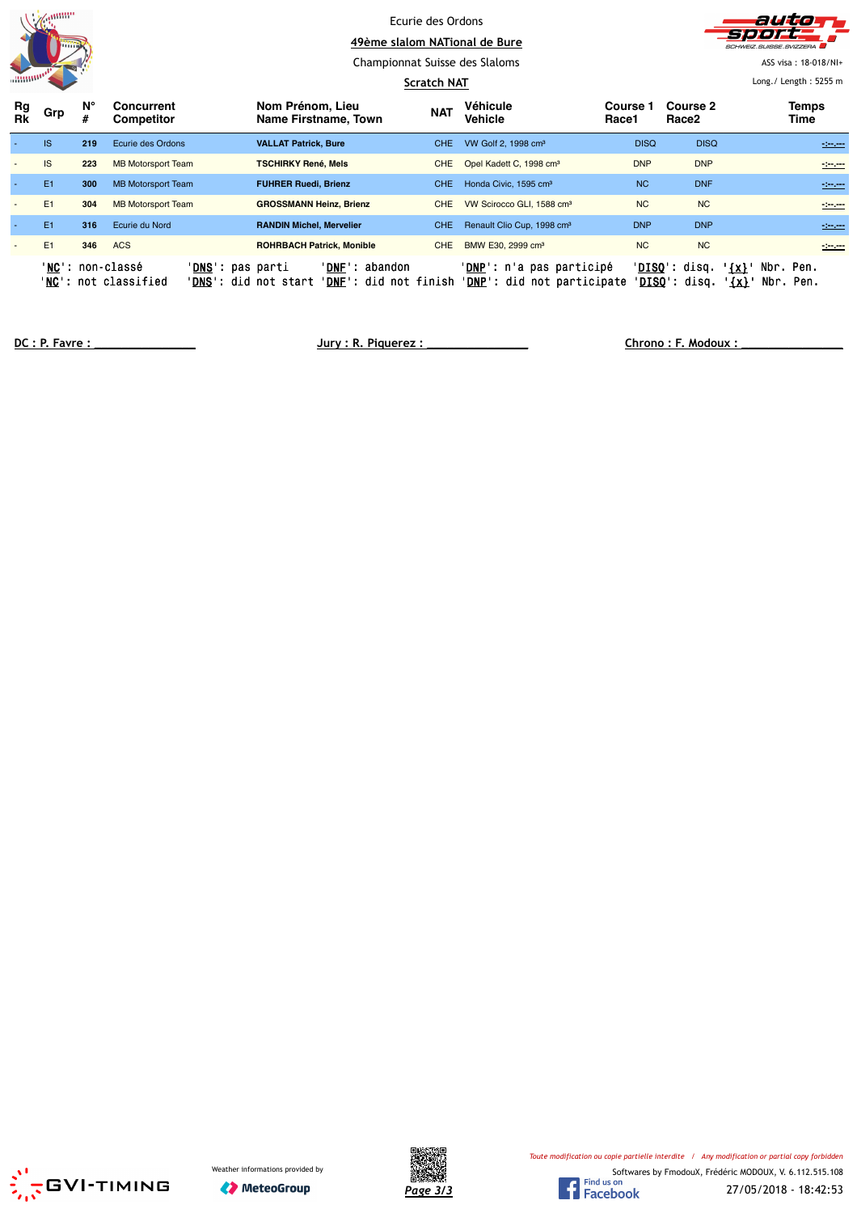Ecurie des Ordons

49ème slalom NATional de Bure

Championnat Suisse des Slaloms

Scratch NAT

ASS visa : 18-018/NI+

Long./ Length : 5255 m

| Rg Rk | Grp | N° # | Concurrent Competitor | Nom Prénom, Lieu Name Firstname, Town | NAT | Véhicule Vehicle | Course 1 Race1 | Course 2 Race2 | Temps Time |
|---|---|---|---|---|---|---|---|---|---|
| - | IS | 219 | Ecurie des Ordons | **VALLAT Patrick, Bure** | CHE | VW Golf 2, 1998 cm³ | DISQ | DISQ | -:--.--- |
| - | IS | 223 | MB Motorsport Team | **TSCHIRKY René, Mels** | CHE | Opel Kadett C, 1998 cm³ | DNP | DNP | -:--.--- |
| - | E1 | 300 | MB Motorsport Team | **FUHRER Ruedi, Brienz** | CHE | Honda Civic, 1595 cm³ | NC | DNF | -:--.--- |
| - | E1 | 304 | MB Motorsport Team | **GROSSMANN Heinz, Brienz** | CHE | VW Scirocco GLI, 1588 cm³ | NC | NC | -:--.--- |
| - | E1 | 316 | Ecurie du Nord | **RANDIN Michel, Mervelier** | CHE | Renault Clio Cup, 1998 cm³ | DNP | DNP | -:--.--- |
| - | E1 | 346 | ACS | **ROHRBACH Patrick, Monible** | CHE | BMW E30, 2999 cm³ | NC | NC | -:--.--- |

'NC': non-classé 'DNS': pas parti 'DNF': abandon 'DNP': n'a pas participé 'DISQ': disq. '{x}' Nbr. Pen.
'NC': not classified 'DNS': did not start 'DNF': did not finish 'DNP': did not participate 'DISQ': disq. '{x}' Nbr. Pen.

DC : P. Favre : _______________ Jury : R. Piquerez : _______________ Chrono : F. Modoux : _______________

Weather informations provided by MeteoGroup

*Toute modification ou copie partielle interdite / Any modification or partial copy forbidden*

Softwares by FmodouX, Frédéric MODOUX, V. 6.112.515.108

27/05/2018 - 18:42:53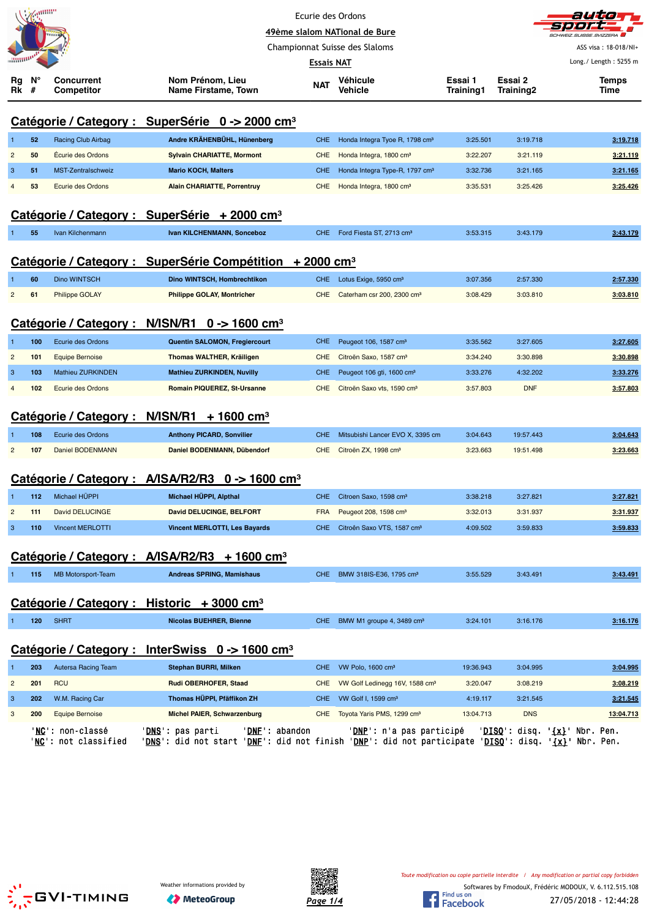Ecurie des Ordons

49ème slalom NATional de Bure

Championnat Suisse des Slaloms

**Essais NAT**

ASS visa : 18-018/NI+

Long./ Length : 5255 m

## Catégorie / Category : SuperSérie 0 -> 2000 cm³

| Rg Rk | N° # | Concurrent Competitor | Nom Prénom, Lieu Name Firstame, Town | NAT | Véhicule Vehicle | Essai 1 Training1 | Essai 2 Training2 | Temps Time |
|---|---|---|---|---|---|---|---|---|
| 1 | 52 | Racing Club Airbag | **Andre KRÄHENBÜHL, Hünenberg** | CHE | Honda Integra Tyoe R, 1798 cm³ | 3:25.501 | 3:19.718 | 3:19.718 |
| 2 | 50 | Écurie des Ordons | **Sylvain CHARIATTE, Mormont** | CHE | Honda Integra, 1800 cm³ | 3:22.207 | 3:21.119 | 3:21.119 |
| 3 | 51 | MST-Zentralschweiz | **Mario KOCH, Malters** | CHE | Honda Integra Type-R, 1797 cm³ | 3:32.736 | 3:21.165 | 3:21.165 |
| 4 | 53 | Ecurie des Ordons | **Alain CHARIATTE, Porrentruy** | CHE | Honda Integra, 1800 cm³ | 3:35.531 | 3:25.426 | 3:25.426 |

## Catégorie / Category : SuperSérie + 2000 cm³

| Rg Rk | N° # | Concurrent Competitor | Nom Prénom, Lieu Name Firstame, Town | NAT | Véhicule Vehicle | Essai 1 Training1 | Essai 2 Training2 | Temps Time |
|---|---|---|---|---|---|---|---|---|
| 1 | 55 | Ivan Kilchenmann | **Ivan KILCHENMANN, Sonceboz** | CHE | Ford Fiesta ST, 2713 cm³ | 3:53.315 | 3:43.179 | 3:43.179 |

## Catégorie / Category : SuperSérie Compétition + 2000 cm³

| Rg Rk | N° # | Concurrent Competitor | Nom Prénom, Lieu Name Firstame, Town | NAT | Véhicule Vehicle | Essai 1 Training1 | Essai 2 Training2 | Temps Time |
|---|---|---|---|---|---|---|---|---|
| 1 | 60 | Dino WINTSCH | **Dino WINTSCH, Hombrechtikon** | CHE | Lotus Exige, 5950 cm³ | 3:07.356 | 2:57.330 | 2:57.330 |
| 2 | 61 | Philippe GOLAY | **Philippe GOLAY, Montricher** | CHE | Caterham csr 200, 2300 cm³ | 3:08.429 | 3:03.810 | 3:03.810 |

## Catégorie / Category : N/ISN/R1 0 -> 1600 cm³

| Rg Rk | N° # | Concurrent Competitor | Nom Prénom, Lieu Name Firstame, Town | NAT | Véhicule Vehicle | Essai 1 Training1 | Essai 2 Training2 | Temps Time |
|---|---|---|---|---|---|---|---|---|
| 1 | 100 | Ecurie des Ordons | **Quentin SALOMON, Fregiercourt** | CHE | Peugeot 106, 1587 cm³ | 3:35.562 | 3:27.605 | 3:27.605 |
| 2 | 101 | Equipe Bernoise | **Thomas WALTHER, Kräiligen** | CHE | Citroën Saxo, 1587 cm³ | 3:34.240 | 3:30.898 | 3:30.898 |
| 3 | 103 | Mathieu ZURKINDEN | **Mathieu ZURKINDEN, Nuvilly** | CHE | Peugeot 106 gti, 1600 cm³ | 3:33.276 | 4:32.202 | 3:33.276 |
| 4 | 102 | Ecurie des Ordons | **Romain PIQUEREZ, St-Ursanne** | CHE | Citroën Saxo vts, 1590 cm³ | 3:57.803 | DNF | 3:57.803 |

## Catégorie / Category : N/ISN/R1 + 1600 cm³

| Rg Rk | N° # | Concurrent Competitor | Nom Prénom, Lieu Name Firstame, Town | NAT | Véhicule Vehicle | Essai 1 Training1 | Essai 2 Training2 | Temps Time |
|---|---|---|---|---|---|---|---|---|
| 1 | 108 | Ecurie des Ordons | **Anthony PICARD, Sonvilier** | CHE | Mitsubishi Lancer EVO X, 3395 cm | 3:04.643 | 19:57.443 | 3:04.643 |
| 2 | 107 | Daniel BODENMANN | **Daniel BODENMANN, Dübendorf** | CHE | Citroën ZX, 1998 cm³ | 3:23.663 | 19:51.498 | 3:23.663 |

## Catégorie / Category : A/ISA/R2/R3 0 -> 1600 cm³

| Rg Rk | N° # | Concurrent Competitor | Nom Prénom, Lieu Name Firstame, Town | NAT | Véhicule Vehicle | Essai 1 Training1 | Essai 2 Training2 | Temps Time |
|---|---|---|---|---|---|---|---|---|
| 1 | 112 | Michael HÜPPI | **Michael HÜPPI, Alpthal** | CHE | Citroen Saxo, 1598 cm³ | 3:38.218 | 3:27.821 | 3:27.821 |
| 2 | 111 | David DELUCINGE | **David DELUCINGE, BELFORT** | FRA | Peugeot 208, 1598 cm³ | 3:32.013 | 3:31.937 | 3:31.937 |
| 3 | 110 | Vincent MERLOTTI | **Vincent MERLOTTI, Les Bayards** | CHE | Citroën Saxo VTS, 1587 cm³ | 4:09.502 | 3:59.833 | 3:59.833 |

## Catégorie / Category : A/ISA/R2/R3 + 1600 cm³

| Rg Rk | N° # | Concurrent Competitor | Nom Prénom, Lieu Name Firstame, Town | NAT | Véhicule Vehicle | Essai 1 Training1 | Essai 2 Training2 | Temps Time |
|---|---|---|---|---|---|---|---|---|
| 1 | 115 | MB Motorsport-Team | **Andreas SPRING, Mamishaus** | CHE | BMW 318IS-E36, 1795 cm³ | 3:55.529 | 3:43.491 | 3:43.491 |

## Catégorie / Category : Historic + 3000 cm³

| Rg Rk | N° # | Concurrent Competitor | Nom Prénom, Lieu Name Firstame, Town | NAT | Véhicule Vehicle | Essai 1 Training1 | Essai 2 Training2 | Temps Time |
|---|---|---|---|---|---|---|---|---|
| 1 | 120 | SHRT | **Nicolas BUEHRER, Bienne** | CHE | BMW M1 groupe 4, 3489 cm³ | 3:24.101 | 3:16.176 | 3:16.176 |

## Catégorie / Category : InterSwiss 0 -> 1600 cm³

| Rg Rk | N° # | Concurrent Competitor | Nom Prénom, Lieu Name Firstame, Town | NAT | Véhicule Vehicle | Essai 1 Training1 | Essai 2 Training2 | Temps Time |
|---|---|---|---|---|---|---|---|---|
| 1 | 203 | Autersa Racing Team | **Stephan BURRI, Milken** | CHE | VW Polo, 1600 cm³ | 19:36.943 | 3:04.995 | 3:04.995 |
| 2 | 201 | RCU | **Rudi OBERHOFER, Staad** | CHE | VW Golf Ledinegg 16V, 1588 cm³ | 3:20.047 | 3:08.219 | 3:08.219 |
| 3 | 202 | W.M. Racing Car | **Thomas HÜPPI, Pfäffikon ZH** | CHE | VW Golf I, 1599 cm³ | 4:19.117 | 3:21.545 | 3:21.545 |
| 3 | 200 | Equipe Bernoise | **Michel PAIER, Schwarzenburg** | CHE | Toyota Yaris PMS, 1299 cm³ | 13:04.713 | DNS | 13:04.713 |

'NC': non-classé 'DNS': pas parti 'DNF': abandon 'DNP': n'a pas participé 'DISQ': disq. '{x}' Nbr. Pen.
'NC': not classified 'DNS': did not start 'DNF': did not finish 'DNP': did not participate 'DISQ': disq. '{x}' Nbr. Pen.

*Toute modification ou copie partielle interdite / Any modification or partial copy forbidden*

Weather informations provided by MeteoGroup

Softwares by FmodouX, Frédéric MODOUX, V. 6.112.515.108

27/05/2018 - 12:44:28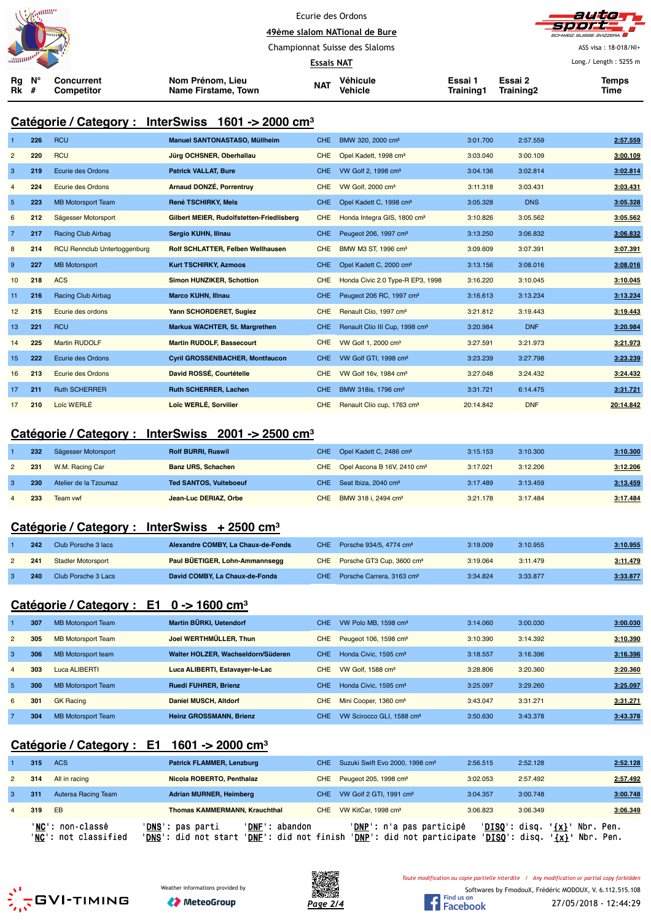Ecurie des Ordons

49ème slalom NATional de Bure

Championnat Suisse des Slaloms

Essais NAT

ASS visa : 18-018/NI+

Long./ Length : 5255 m

## Catégorie / Category : InterSwiss 1601 -> 2000 cm³

| Rg Rk | N° # | Concurrent Competitor | Nom Prénom, Lieu Name Firstame, Town | NAT | Véhicule Vehicle | Essai 1 Training1 | Essai 2 Training2 | Temps Time |
|---|---|---|---|---|---|---|---|---|
| 1 | 226 | RCU | Manuel SANTONASTASO, Müllheim | CHE | BMW 320, 2000 cm³ | 3:01.700 | 2:57.559 | 2:57.559 |
| 2 | 220 | RCU | Jürg OCHSNER, Oberhallau | CHE | Opel Kadett, 1998 cm³ | 3:03.040 | 3:00.109 | 3:00.109 |
| 3 | 219 | Ecurie des Ordons | Patrick VALLAT, Bure | CHE | VW Golf 2, 1998 cm³ | 3:04.136 | 3:02.814 | 3:02.814 |
| 4 | 224 | Ecurie des Ordons | Arnaud DONZÉ, Porrentruy | CHE | VW Golf, 2000 cm³ | 3:11.318 | 3:03.431 | 3:03.431 |
| 5 | 223 | MB Motorsport Team | René TSCHIRKY, Mels | CHE | Opel Kadett C, 1998 cm³ | 3:05.328 | DNS | 3:05.328 |
| 6 | 212 | Sägesser Motorsport | Gilbert MEIER, Rudolfstetten-Friedlisberg | CHE | Honda Integra GIS, 1800 cm³ | 3:10.826 | 3:05.562 | 3:05.562 |
| 7 | 217 | Racing Club Airbag | Sergio KUHN, Illnau | CHE | Peugeot 206, 1997 cm³ | 3:13.250 | 3:06.832 | 3:06.832 |
| 8 | 214 | RCU Rennclub Untertoggenburg | Rolf SCHLATTER, Felben Wellhausen | CHE | BMW M3 ST, 1996 cm³ | 3:09.609 | 3:07.391 | 3:07.391 |
| 9 | 227 | MB Motorsport | Kurt TSCHIRKY, Azmoos | CHE | Opel Kadett C, 2000 cm³ | 3:13.156 | 3:08.016 | 3:08.016 |
| 10 | 218 | ACS | Simon HUNZIKER, Schottion | CHE | Honda Civic 2.0 Type-R EP3, 1998 | 3:16.220 | 3:10.045 | 3:10.045 |
| 11 | 216 | Racing Club Airbag | Marco KUHN, Illnau | CHE | Peugeot 206 RC, 1997 cm³ | 3:16.613 | 3:13.234 | 3:13.234 |
| 12 | 215 | Ecurie des ordons | Yann SCHORDERET, Sugiez | CHE | Renault Clio, 1997 cm³ | 3:21.812 | 3:19.443 | 3:19.443 |
| 13 | 221 | RCU | Markus WACHTER, St. Margrethen | CHE | Renault Clio III Cup, 1998 cm³ | 3:20.984 | DNF | 3:20.984 |
| 14 | 225 | Martin RUDOLF | Martin RUDOLF, Bassecourt | CHE | VW Golf 1, 2000 cm³ | 3:27.591 | 3:21.973 | 3:21.973 |
| 15 | 222 | Ecurie des Ordons | Cyril GROSSENBACHER, Montfaucon | CHE | VW Golf GTI, 1998 cm³ | 3:23.239 | 3:27.798 | 3:23.239 |
| 16 | 213 | Ecurie des Ordons | David ROSSÉ, Courtételle | CHE | VW Golf 16v, 1984 cm³ | 3:27.048 | 3:24.432 | 3:24.432 |
| 17 | 211 | Ruth SCHERRER | Ruth SCHERRER, Lachen | CHE | BMW 318is, 1796 cm³ | 3:31.721 | 6:14.475 | 3:31.721 |
| 17 | 210 | Loïc WERLÉ | Loïc WERLÉ, Sorvilier | CHE | Renault Clio cup, 1763 cm³ | 20:14.842 | DNF | 20:14.842 |

## Catégorie / Category : InterSwiss 2001 -> 2500 cm³

| Rg Rk | N° # | Concurrent Competitor | Nom Prénom, Lieu Name Firstame, Town | NAT | Véhicule Vehicle | Essai 1 Training1 | Essai 2 Training2 | Temps Time |
|---|---|---|---|---|---|---|---|---|
| 1 | 232 | Sägesser Motorsport | Rolf BURRI, Ruswil | CHE | Opel Kadett C, 2486 cm³ | 3:15.153 | 3:10.300 | 3:10.300 |
| 2 | 231 | W.M. Racing Car | Banz URS, Schachen | CHE | Opel Ascona B 16V, 2410 cm³ | 3:17.021 | 3:12.206 | 3:12.206 |
| 3 | 230 | Atelier de la Tzoumaz | Ted SANTOS, Vuiteboeuf | CHE | Seat Ibiza, 2040 cm³ | 3:17.489 | 3:13.459 | 3:13.459 |
| 4 | 233 | Team vwf | Jean-Luc DERIAZ, Orbe | CHE | BMW 318 i, 2494 cm³ | 3:21.178 | 3:17.484 | 3:17.484 |

## Catégorie / Category : InterSwiss + 2500 cm³

| Rg Rk | N° # | Concurrent Competitor | Nom Prénom, Lieu Name Firstame, Town | NAT | Véhicule Vehicle | Essai 1 Training1 | Essai 2 Training2 | Temps Time |
|---|---|---|---|---|---|---|---|---|
| 1 | 242 | Club Porsche 3 lacs | Alexandre COMBY, La Chaux-de-Fonds | CHE | Porsche 934/5, 4774 cm³ | 3:19.009 | 3:10.955 | 3:10.955 |
| 2 | 241 | Stadler Motorsport | Paul BÜETIGER, Lohn-Ammannsegg | CHE | Porsche GT3 Cup, 3600 cm³ | 3:19.064 | 3:11.479 | 3:11.479 |
| 3 | 240 | Club Porsche 3 Lacs | David COMBY, La Chaux-de-Fonds | CHE | Porsche Carrera, 3163 cm³ | 3:34.824 | 3:33.877 | 3:33.877 |

## Catégorie / Category : E1 0 -> 1600 cm³

| Rg Rk | N° # | Concurrent Competitor | Nom Prénom, Lieu Name Firstame, Town | NAT | Véhicule Vehicle | Essai 1 Training1 | Essai 2 Training2 | Temps Time |
|---|---|---|---|---|---|---|---|---|
| 1 | 307 | MB Motorsport Team | Martin BÜRKI, Uetendorf | CHE | VW Polo MB, 1598 cm³ | 3:14.060 | 3:00.030 | 3:00.030 |
| 2 | 305 | MB Motorsport Team | Joel WERTHMÜLLER, Thun | CHE | Peugeot 106, 1598 cm³ | 3:10.390 | 3:14.392 | 3:10.390 |
| 3 | 306 | MB Motorsport team | Walter HOLZER, Wachseldorn/Süderen | CHE | Honda Civic, 1595 cm³ | 3:18.557 | 3:16.396 | 3:16.396 |
| 4 | 303 | Luca ALIBERTI | Luca ALIBERTI, Estavayer-le-Lac | CHE | VW Golf, 1588 cm³ | 3:28.806 | 3:20.360 | 3:20.360 |
| 5 | 300 | MB Motorsport Team | Ruedi FUHRER, Brienz | CHE | Honda Civic, 1595 cm³ | 3:25.097 | 3:29.260 | 3:25.097 |
| 6 | 301 | GK Racing | Daniel MUSCH, Altdorf | CHE | Mini Cooper, 1360 cm³ | 3:43.047 | 3:31.271 | 3:31.271 |
| 7 | 304 | MB Motorsport Team | Heinz GROSSMANN, Brienz | CHE | VW Scirocco GLI, 1588 cm³ | 3:50.630 | 3:43.378 | 3:43.378 |

## Catégorie / Category : E1 1601 -> 2000 cm³

| Rg Rk | N° # | Concurrent Competitor | Nom Prénom, Lieu Name Firstame, Town | NAT | Véhicule Vehicle | Essai 1 Training1 | Essai 2 Training2 | Temps Time |
|---|---|---|---|---|---|---|---|---|
| 1 | 315 | ACS | Patrick FLAMMER, Lenzburg | CHE | Suzuki Swift Evo 2000, 1998 cm³ | 2:56.515 | 2:52.128 | 2:52.128 |
| 2 | 314 | All in racing | Nicola ROBERTO, Penthalaz | CHE | Peugeot 205, 1998 cm³ | 3:02.053 | 2:57.492 | 2:57.492 |
| 3 | 311 | Autersa Racing Team | Adrian MURNER, Heimberg | CHE | VW Golf 2 GTI, 1991 cm³ | 3:04.357 | 3:00.748 | 3:00.748 |
| 4 | 319 | EB | Thomas KAMMERMANN, Krauchthal | CHE | VW KitCar, 1998 cm³ | 3:06.823 | 3:06.349 | 3:06.349 |

'NC': non-classé 'DNS': pas parti 'DNF': abandon 'DNP': n'a pas participé 'DISQ': disq. '{x}' Nbr. Pen.
'NC': not classified 'DNS': did not start 'DNF': did not finish 'DNP': did not participate 'DISQ': disq. '{x}' Nbr. Pen.

Weather informations provided by MeteoGroup

Toute modification ou copie partielle interdite / Any modification or partial copy forbidden

Softwares by FmodouX, Frédéric MODOUX, V. 6.112.515.108

27/05/2018 - 12:44:29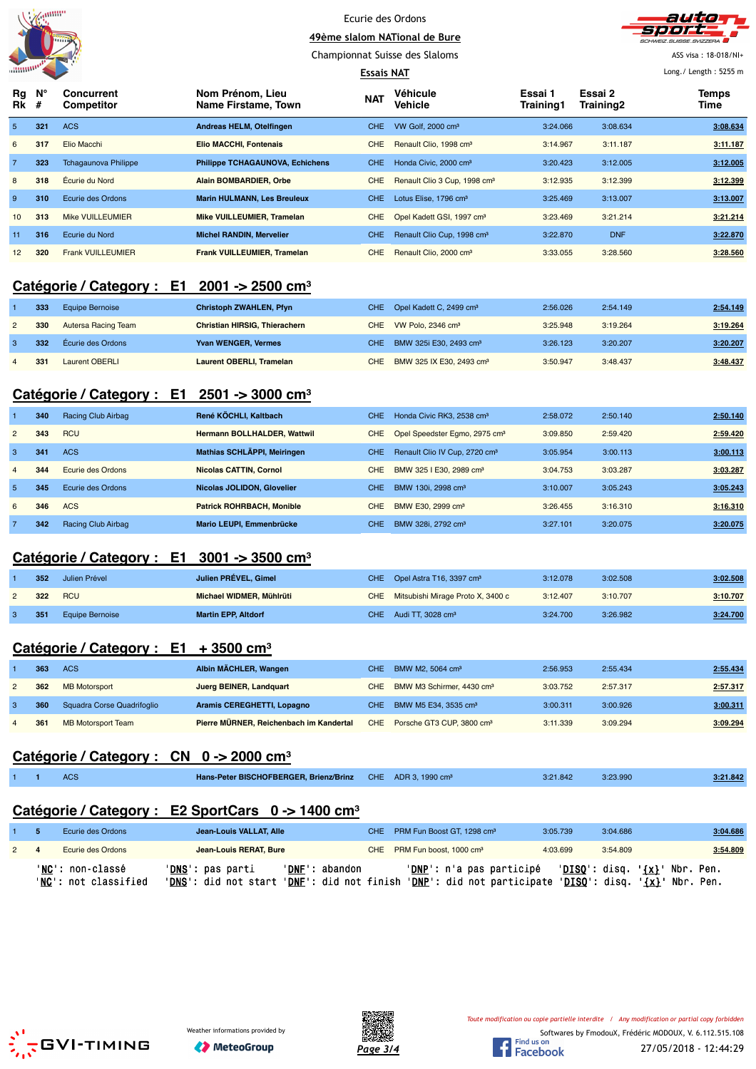Ecurie des Ordons

49ème slalom NATional de Bure

Championnat Suisse des Slaloms

Essais NAT

ASS visa : 18-018/NI+

Long./ Length : 5255 m

| Rg Rk | N° # | Concurrent Competitor | Nom Prénom, Lieu Name Firstame, Town | NAT | Véhicule Vehicle | Essai 1 Training1 | Essai 2 Training2 | Temps Time |
|---|---|---|---|---|---|---|---|---|
| 5 | 321 | ACS | **Andreas HELM, Otelfingen** | CHE | VW Golf, 2000 cm³ | 3:24.066 | 3:08.634 | 3:08.634 |
| 6 | 317 | Elio Macchi | **Elio MACCHI, Fontenais** | CHE | Renault Clio, 1998 cm³ | 3:14.967 | 3:11.187 | 3:11.187 |
| 7 | 323 | Tchagaunova Philippe | **Philippe TCHAGAUNOVA, Echichens** | CHE | Honda Civic, 2000 cm³ | 3:20.423 | 3:12.005 | 3:12.005 |
| 8 | 318 | Écurie du Nord | **Alain BOMBARDIER, Orbe** | CHE | Renault Clio 3 Cup, 1998 cm³ | 3:12.935 | 3:12.399 | 3:12.399 |
| 9 | 310 | Ecurie des Ordons | **Marin HULMANN, Les Breuleux** | CHE | Lotus Elise, 1796 cm³ | 3:25.469 | 3:13.007 | 3:13.007 |
| 10 | 313 | Mike VUILLEUMIER | **Mike VUILLEUMIER, Tramelan** | CHE | Opel Kadett GSI, 1997 cm³ | 3:23.469 | 3:21.214 | 3:21.214 |
| 11 | 316 | Ecurie du Nord | **Michel RANDIN, Mervelier** | CHE | Renault Clio Cup, 1998 cm³ | 3:22.870 | DNF | 3:22.870 |
| 12 | 320 | Frank VUILLEUMIER | **Frank VUILLEUMIER, Tramelan** | CHE | Renault Clio, 2000 cm³ | 3:33.055 | 3:28.560 | 3:28.560 |

## Catégorie / Category : E1 2001 -> 2500 cm³

| Rg Rk | N° # | Concurrent Competitor | Nom Prénom, Lieu Name Firstame, Town | NAT | Véhicule Vehicle | Essai 1 Training1 | Essai 2 Training2 | Temps Time |
|---|---|---|---|---|---|---|---|---|
| 1 | 333 | Equipe Bernoise | **Christoph ZWAHLEN, Pfyn** | CHE | Opel Kadett C, 2499 cm³ | 2:56.026 | 2:54.149 | 2:54.149 |
| 2 | 330 | Autersa Racing Team | **Christian HIRSIG, Thierachern** | CHE | VW Polo, 2346 cm³ | 3:25.948 | 3:19.264 | 3:19.264 |
| 3 | 332 | Écurie des Ordons | **Yvan WENGER, Vermes** | CHE | BMW 325i E30, 2493 cm³ | 3:26.123 | 3:20.207 | 3:20.207 |
| 4 | 331 | Laurent OBERLI | **Laurent OBERLI, Tramelan** | CHE | BMW 325 IX E30, 2493 cm³ | 3:50.947 | 3:48.437 | 3:48.437 |

## Catégorie / Category : E1 2501 -> 3000 cm³

| Rg Rk | N° # | Concurrent Competitor | Nom Prénom, Lieu Name Firstame, Town | NAT | Véhicule Vehicle | Essai 1 Training1 | Essai 2 Training2 | Temps Time |
|---|---|---|---|---|---|---|---|---|
| 1 | 340 | Racing Club Airbag | **René KÖCHLI, Kaltbach** | CHE | Honda Civic RK3, 2538 cm³ | 2:58.072 | 2:50.140 | 2:50.140 |
| 2 | 343 | RCU | **Hermann BOLLHALDER, Wattwil** | CHE | Opel Speedster Egmo, 2975 cm³ | 3:09.850 | 2:59.420 | 2:59.420 |
| 3 | 341 | ACS | **Mathias SCHLÄPPI, Meiringen** | CHE | Renault Clio IV Cup, 2720 cm³ | 3:05.954 | 3:00.113 | 3:00.113 |
| 4 | 344 | Ecurie des Ordons | **Nicolas CATTIN, Cornol** | CHE | BMW 325 I E30, 2989 cm³ | 3:04.753 | 3:03.287 | 3:03.287 |
| 5 | 345 | Ecurie des Ordons | **Nicolas JOLIDON, Glovelier** | CHE | BMW 130i, 2998 cm³ | 3:10.007 | 3:05.243 | 3:05.243 |
| 6 | 346 | ACS | **Patrick ROHRBACH, Monible** | CHE | BMW E30, 2999 cm³ | 3:26.455 | 3:16.310 | 3:16.310 |
| 7 | 342 | Racing Club Airbag | **Mario LEUPI, Emmenbrücke** | CHE | BMW 328i, 2792 cm³ | 3:27.101 | 3:20.075 | 3:20.075 |

## Catégorie / Category : E1 3001 -> 3500 cm³

| Rg Rk | N° # | Concurrent Competitor | Nom Prénom, Lieu Name Firstame, Town | NAT | Véhicule Vehicle | Essai 1 Training1 | Essai 2 Training2 | Temps Time |
|---|---|---|---|---|---|---|---|---|
| 1 | 352 | Julien Prével | **Julien PRÉVEL, Gimel** | CHE | Opel Astra T16, 3397 cm³ | 3:12.078 | 3:02.508 | 3:02.508 |
| 2 | 322 | RCU | **Michael WIDMER, Mühlrüti** | CHE | Mitsubishi Mirage Proto X, 3400 c | 3:12.407 | 3:10.707 | 3:10.707 |
| 3 | 351 | Equipe Bernoise | **Martin EPP, Altdorf** | CHE | Audi TT, 3028 cm³ | 3:24.700 | 3:26.982 | 3:24.700 |

## Catégorie / Category : E1 + 3500 cm³

| Rg Rk | N° # | Concurrent Competitor | Nom Prénom, Lieu Name Firstame, Town | NAT | Véhicule Vehicle | Essai 1 Training1 | Essai 2 Training2 | Temps Time |
|---|---|---|---|---|---|---|---|---|
| 1 | 363 | ACS | **Albin MÄCHLER, Wangen** | CHE | BMW M2, 5064 cm³ | 2:56.953 | 2:55.434 | 2:55.434 |
| 2 | 362 | MB Motorsport | **Juerg BEINER, Landquart** | CHE | BMW M3 Schirmer, 4430 cm³ | 3:03.752 | 2:57.317 | 2:57.317 |
| 3 | 360 | Squadra Corse Quadrifoglio | **Aramis CEREGHETTI, Lopagno** | CHE | BMW M5 E34, 3535 cm³ | 3:00.311 | 3:00.926 | 3:00.311 |
| 4 | 361 | MB Motorsport Team | **Pierre MÜRNER, Reichenbach im Kandertal** | CHE | Porsche GT3 CUP, 3800 cm³ | 3:11.339 | 3:09.294 | 3:09.294 |

## Catégorie / Category : CN 0 -> 2000 cm³

| Rg Rk | N° # | Concurrent Competitor | Nom Prénom, Lieu Name Firstame, Town | NAT | Véhicule Vehicle | Essai 1 Training1 | Essai 2 Training2 | Temps Time |
|---|---|---|---|---|---|---|---|---|
| 1 | 1 | ACS | **Hans-Peter BISCHOFBERGER, Brienz/Brinz** | CHE | ADR 3, 1990 cm³ | 3:21.842 | 3:23.990 | 3:21.842 |

## Catégorie / Category : E2 SportCars 0 -> 1400 cm³

| Rg Rk | N° # | Concurrent Competitor | Nom Prénom, Lieu Name Firstame, Town | NAT | Véhicule Vehicle | Essai 1 Training1 | Essai 2 Training2 | Temps Time |
|---|---|---|---|---|---|---|---|---|
| 1 | 5 | Ecurie des Ordons | **Jean-Louis VALLAT, Alle** | CHE | PRM Fun Boost GT, 1298 cm³ | 3:05.739 | 3:04.686 | 3:04.686 |
| 2 | 4 | Ecurie des Ordons | **Jean-Louis RERAT, Bure** | CHE | PRM Fun boost, 1000 cm³ | 4:03.699 | 3:54.809 | 3:54.809 |

'NC': non-classé 'DNS': pas parti 'DNF': abandon 'DNP': n'a pas participé 'DISQ': disq. '{x}' Nbr. Pen.
'NC': not classified 'DNS': did not start 'DNF': did not finish 'DNP': did not participate 'DISQ': disq. '{x}' Nbr. Pen.

Weather informations provided by MeteoGroup

*Toute modification ou copie partielle interdite / Any modification or partial copy forbidden*

Softwares by FmodouX, Frédéric MODOUX, V. 6.112.515.108

27/05/2018 - 12:44:29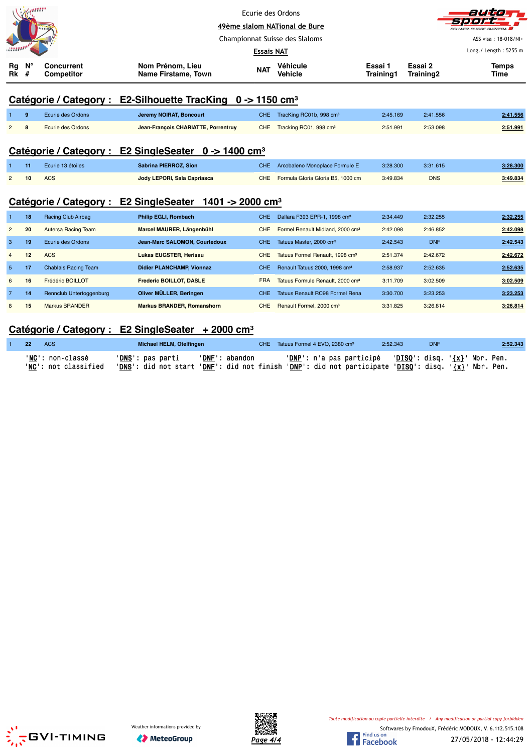Ecurie des Ordons

49ème slalom NATional de Bure

Championnat Suisse des Slaloms

Essais NAT

ASS visa : 18-018/NI+

Long./ Length : 5255 m

## Catégorie / Category : E2-Silhouette TracKing 0 -> 1150 cm³

| Rg Rk | N° # | Concurrent Competitor | Nom Prénom, Lieu Name Firstame, Town | NAT | Véhicule Vehicle | Essai 1 Training1 | Essai 2 Training2 | Temps Time |
|---|---|---|---|---|---|---|---|---|
| 1 | 9 | Ecurie des Ordons | Jeremy NOIRAT, Boncourt | CHE | TracKing RC01b, 998 cm³ | 2:45.169 | 2:41.556 | 2:41.556 |
| 2 | 8 | Ecurie des Ordons | Jean-François CHARIATTE, Porrentruy | CHE | Tracking RC01, 998 cm³ | 2:51.991 | 2:53.098 | 2:51.991 |

## Catégorie / Category : E2 SingleSeater 0 -> 1400 cm³

| Rg Rk | N° # | Concurrent Competitor | Nom Prénom, Lieu Name Firstame, Town | NAT | Véhicule Vehicle | Essai 1 Training1 | Essai 2 Training2 | Temps Time |
|---|---|---|---|---|---|---|---|---|
| 1 | 11 | Ecurie 13 étoiles | Sabrina PIERROZ, Sion | CHE | Arcobaleno Monoplace Formule E | 3:28.300 | 3:31.615 | 3:28.300 |
| 2 | 10 | ACS | Jody LEPORI, Sala Capriasca | CHE | Formula Gloria Gloria B5, 1000 cm | 3:49.834 | DNS | 3:49.834 |

## Catégorie / Category : E2 SingleSeater 1401 -> 2000 cm³

| Rg Rk | N° # | Concurrent Competitor | Nom Prénom, Lieu Name Firstame, Town | NAT | Véhicule Vehicle | Essai 1 Training1 | Essai 2 Training2 | Temps Time |
|---|---|---|---|---|---|---|---|---|
| 1 | 18 | Racing Club Airbag | Philip EGLI, Rombach | CHE | Dallara F393 EPR-1, 1998 cm³ | 2:34.449 | 2:32.255 | 2:32.255 |
| 2 | 20 | Autersa Racing Team | Marcel MAURER, Längenbühl | CHE | Formel Renault Midland, 2000 cm³ | 2:42.098 | 2:46.852 | 2:42.098 |
| 3 | 19 | Ecurie des Ordons | Jean-Marc SALOMON, Courtedoux | CHE | Tatuus Master, 2000 cm³ | 2:42.543 | DNF | 2:42.543 |
| 4 | 12 | ACS | Lukas EUGSTER, Herisau | CHE | Tatuus Formel Renault, 1998 cm³ | 2:51.374 | 2:42.672 | 2:42.672 |
| 5 | 17 | Chablais Racing Team | Didier PLANCHAMP, Vionnaz | CHE | Renault Tatuus 2000, 1998 cm³ | 2:58.937 | 2:52.635 | 2:52.635 |
| 6 | 16 | Frédéric BOILLOT | Frederic BOILLOT, DASLE | FRA | Tatuus Formule Renault, 2000 cm³ | 3:11.709 | 3:02.509 | 3:02.509 |
| 7 | 14 | Rennclub Untertoggenburg | Oliver MÜLLER, Beringen | CHE | Tatuus Renault RC98 Formel Rena | 3:30.700 | 3:23.253 | 3:23.253 |
| 8 | 15 | Markus BRANDER | Markus BRANDER, Romanshorn | CHE | Renault Formel, 2000 cm³ | 3:31.825 | 3:26.814 | 3:26.814 |

## Catégorie / Category : E2 SingleSeater + 2000 cm³

| Rg Rk | N° # | Concurrent Competitor | Nom Prénom, Lieu Name Firstame, Town | NAT | Véhicule Vehicle | Essai 1 Training1 | Essai 2 Training2 | Temps Time |
|---|---|---|---|---|---|---|---|---|
| 1 | 22 | ACS | Michael HELM, Otelfingen | CHE | Tatuus Formel 4 EVO, 2380 cm³ | 2:52.343 | DNF | 2:52.343 |

'NC': non-classé 'DNS': pas parti 'DNF': abandon 'DNP': n'a pas participé 'DISQ': disq. '{x}' Nbr. Pen.
'NC': not classified 'DNS': did not start 'DNF': did not finish 'DNP': did not participate 'DISQ': disq. '{x}' Nbr. Pen.

Weather informations provided by MeteoGroup

Toute modification ou copie partielle interdite / Any modification or partial copy forbidden

Softwares by FmodouX, Frédéric MODOUX, V. 6.112.515.108

27/05/2018 - 12:44:29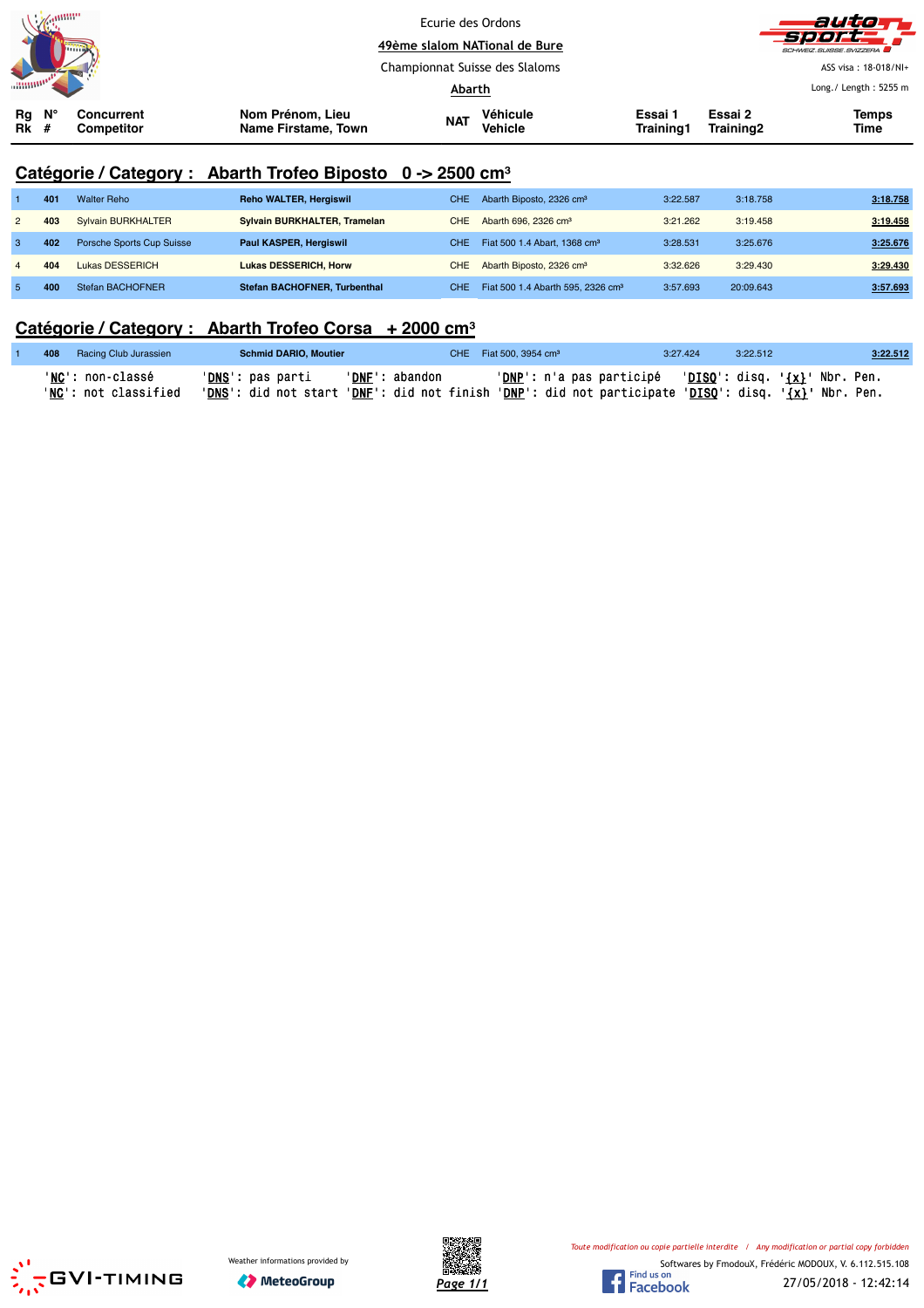Ecurie des Ordons

49ème slalom NATional de Bure

Championnat Suisse des Slaloms

Abarth

ASS visa : 18-018/NI+

Long./ Length : 5255 m

## Catégorie / Category : Abarth Trofeo Biposto 0 -> 2500 cm³

| Rg Rk | N° # | Concurrent Competitor | Nom Prénom, Lieu Name Firstame, Town | NAT | Véhicule Vehicle | Essai 1 Training1 | Essai 2 Training2 | Temps Time |
|---|---|---|---|---|---|---|---|---|
| 1 | 401 | Walter Reho | **Reho WALTER, Hergiswil** | CHE | Abarth Biposto, 2326 cm³ | 3:22.587 | 3:18.758 | **3:18.758** |
| 2 | 403 | Sylvain BURKHALTER | **Sylvain BURKHALTER, Tramelan** | CHE | Abarth 696, 2326 cm³ | 3:21.262 | 3:19.458 | **3:19.458** |
| 3 | 402 | Porsche Sports Cup Suisse | **Paul KASPER, Hergiswil** | CHE | Fiat 500 1.4 Abart, 1368 cm³ | 3:28.531 | 3:25.676 | **3:25.676** |
| 4 | 404 | Lukas DESSERICH | **Lukas DESSERICH, Horw** | CHE | Abarth Biposto, 2326 cm³ | 3:32.626 | 3:29.430 | **3:29.430** |
| 5 | 400 | Stefan BACHOFNER | **Stefan BACHOFNER, Turbenthal** | CHE | Fiat 500 1.4 Abarth 595, 2326 cm³ | 3:57.693 | 20:09.643 | **3:57.693** |

## Catégorie / Category : Abarth Trofeo Corsa + 2000 cm³

| Rg Rk | N° # | Concurrent Competitor | Nom Prénom, Lieu Name Firstame, Town | NAT | Véhicule Vehicle | Essai 1 Training1 | Essai 2 Training2 | Temps Time |
|---|---|---|---|---|---|---|---|---|
| 1 | 408 | Racing Club Jurassien | **Schmid DARIO, Moutier** | CHE | Fiat 500, 3954 cm³ | 3:27.424 | 3:22.512 | **3:22.512** |

'NC': non-classé 'DNS': pas parti 'DNF': abandon 'DNP': n'a pas participé 'DISQ': disq. '{x}' Nbr. Pen.
'NC': not classified 'DNS': did not start 'DNF': did not finish 'DNP': did not participate 'DISQ': disq. '{x}' Nbr. Pen.

Weather informations provided by MeteoGroup

*Toute modification ou copie partielle interdite / Any modification or partial copy forbidden*

Softwares by FmodouX, Frédéric MODOUX, V. 6.112.515.108

27/05/2018 - 12:42:14